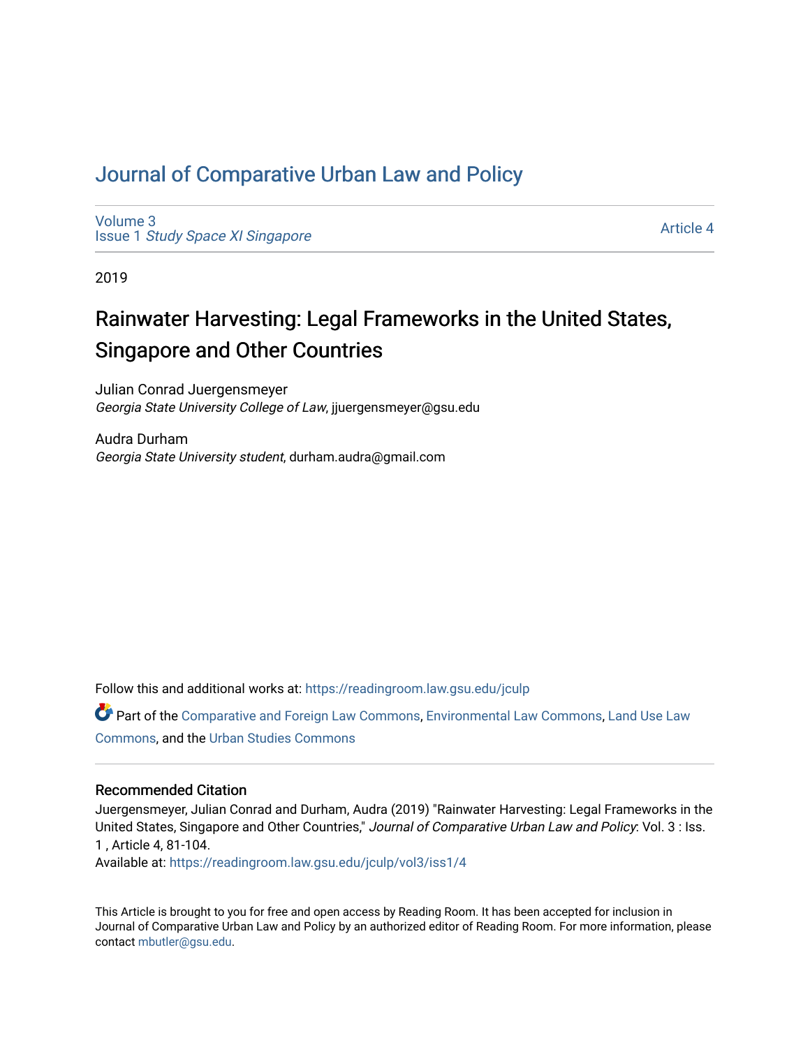# Journal of Comparative Urban Law and Policy

Volume 3
Issue 1 *Study Space XI Singapore*

Article 4

2019

## Rainwater Harvesting: Legal Frameworks in the United States, Singapore and Other Countries

Julian Conrad Juergensmeyer
*Georgia State University College of Law*, jjuergensmeyer@gsu.edu

Audra Durham
*Georgia State University student*, durham.audra@gmail.com

Follow this and additional works at: https://readingroom.law.gsu.edu/jculp

Part of the Comparative and Foreign Law Commons, Environmental Law Commons, Land Use Law Commons, and the Urban Studies Commons

### Recommended Citation

Juergensmeyer, Julian Conrad and Durham, Audra (2019) "Rainwater Harvesting: Legal Frameworks in the United States, Singapore and Other Countries," *Journal of Comparative Urban Law and Policy*: Vol. 3 : Iss. 1 , Article 4, 81-104.
Available at: https://readingroom.law.gsu.edu/jculp/vol3/iss1/4

This Article is brought to you for free and open access by Reading Room. It has been accepted for inclusion in Journal of Comparative Urban Law and Policy by an authorized editor of Reading Room. For more information, please contact mbutler@gsu.edu.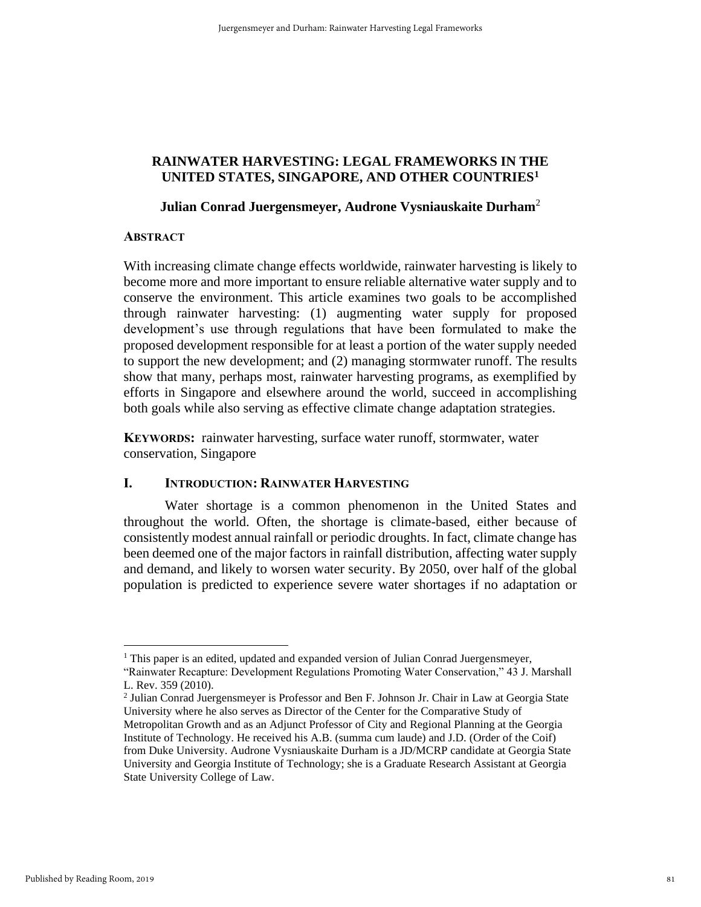# RAINWATER HARVESTING: LEGAL FRAMEWORKS IN THE UNITED STATES, SINGAPORE, AND OTHER COUNTRIES[1]

**Julian Conrad Juergensmeyer, Audrone Vysniauskaite Durham**[2]

**ABSTRACT**

With increasing climate change effects worldwide, rainwater harvesting is likely to become more and more important to ensure reliable alternative water supply and to conserve the environment. This article examines two goals to be accomplished through rainwater harvesting: (1) augmenting water supply for proposed development's use through regulations that have been formulated to make the proposed development responsible for at least a portion of the water supply needed to support the new development; and (2) managing stormwater runoff. The results show that many, perhaps most, rainwater harvesting programs, as exemplified by efforts in Singapore and elsewhere around the world, succeed in accomplishing both goals while also serving as effective climate change adaptation strategies.

**KEYWORDS:** rainwater harvesting, surface water runoff, stormwater, water conservation, Singapore

## I. INTRODUCTION: RAINWATER HARVESTING

Water shortage is a common phenomenon in the United States and throughout the world. Often, the shortage is climate-based, either because of consistently modest annual rainfall or periodic droughts. In fact, climate change has been deemed one of the major factors in rainfall distribution, affecting water supply and demand, and likely to worsen water security. By 2050, over half of the global population is predicted to experience severe water shortages if no adaptation or

---

[1] This paper is an edited, updated and expanded version of Julian Conrad Juergensmeyer, "Rainwater Recapture: Development Regulations Promoting Water Conservation," 43 J. Marshall L. Rev. 359 (2010).

[2] Julian Conrad Juergensmeyer is Professor and Ben F. Johnson Jr. Chair in Law at Georgia State University where he also serves as Director of the Center for the Comparative Study of Metropolitan Growth and as an Adjunct Professor of City and Regional Planning at the Georgia Institute of Technology. He received his A.B. (summa cum laude) and J.D. (Order of the Coif) from Duke University. Audrone Vysniauskaite Durham is a JD/MCRP candidate at Georgia State University and Georgia Institute of Technology; she is a Graduate Research Assistant at Georgia State University College of Law.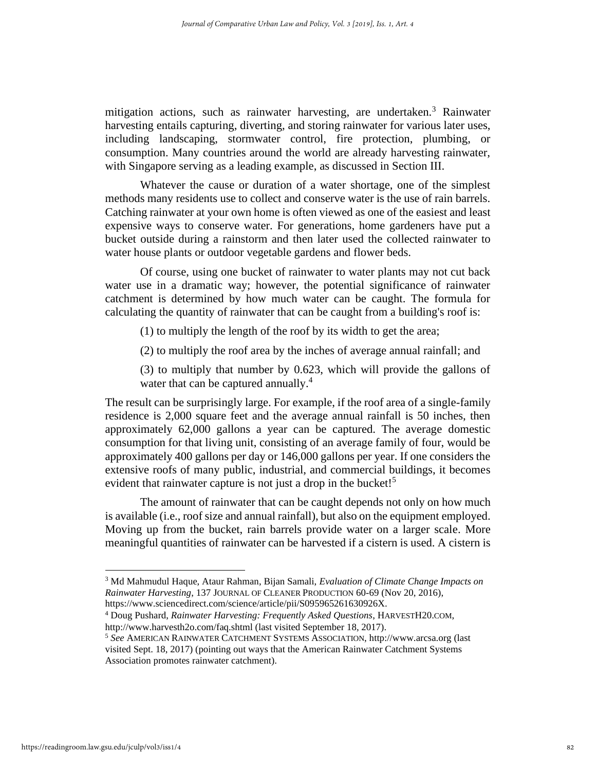mitigation actions, such as rainwater harvesting, are undertaken.[3] Rainwater harvesting entails capturing, diverting, and storing rainwater for various later uses, including landscaping, stormwater control, fire protection, plumbing, or consumption. Many countries around the world are already harvesting rainwater, with Singapore serving as a leading example, as discussed in Section III.

Whatever the cause or duration of a water shortage, one of the simplest methods many residents use to collect and conserve water is the use of rain barrels. Catching rainwater at your own home is often viewed as one of the easiest and least expensive ways to conserve water. For generations, home gardeners have put a bucket outside during a rainstorm and then later used the collected rainwater to water house plants or outdoor vegetable gardens and flower beds.

Of course, using one bucket of rainwater to water plants may not cut back water use in a dramatic way; however, the potential significance of rainwater catchment is determined by how much water can be caught. The formula for calculating the quantity of rainwater that can be caught from a building's roof is:

(1) to multiply the length of the roof by its width to get the area;

(2) to multiply the roof area by the inches of average annual rainfall; and

(3) to multiply that number by 0.623, which will provide the gallons of water that can be captured annually.[4]

The result can be surprisingly large. For example, if the roof area of a single-family residence is 2,000 square feet and the average annual rainfall is 50 inches, then approximately 62,000 gallons a year can be captured. The average domestic consumption for that living unit, consisting of an average family of four, would be approximately 400 gallons per day or 146,000 gallons per year. If one considers the extensive roofs of many public, industrial, and commercial buildings, it becomes evident that rainwater capture is not just a drop in the bucket![5]

The amount of rainwater that can be caught depends not only on how much is available (i.e., roof size and annual rainfall), but also on the equipment employed. Moving up from the bucket, rain barrels provide water on a larger scale. More meaningful quantities of rainwater can be harvested if a cistern is used. A cistern is

---

[3] Md Mahmudul Haque, Ataur Rahman, Bijan Samali, *Evaluation of Climate Change Impacts on Rainwater Harvesting*, 137 JOURNAL OF CLEANER PRODUCTION 60-69 (Nov 20, 2016), https://www.sciencedirect.com/science/article/pii/S095965261630926X.

[4] Doug Pushard, *Rainwater Harvesting: Frequently Asked Questions*, HARVESTH20.COM, http://www.harvesth2o.com/faq.shtml (last visited September 18, 2017).

[5] *See* AMERICAN RAINWATER CATCHMENT SYSTEMS ASSOCIATION, http://www.arcsa.org (last visited Sept. 18, 2017) (pointing out ways that the American Rainwater Catchment Systems Association promotes rainwater catchment).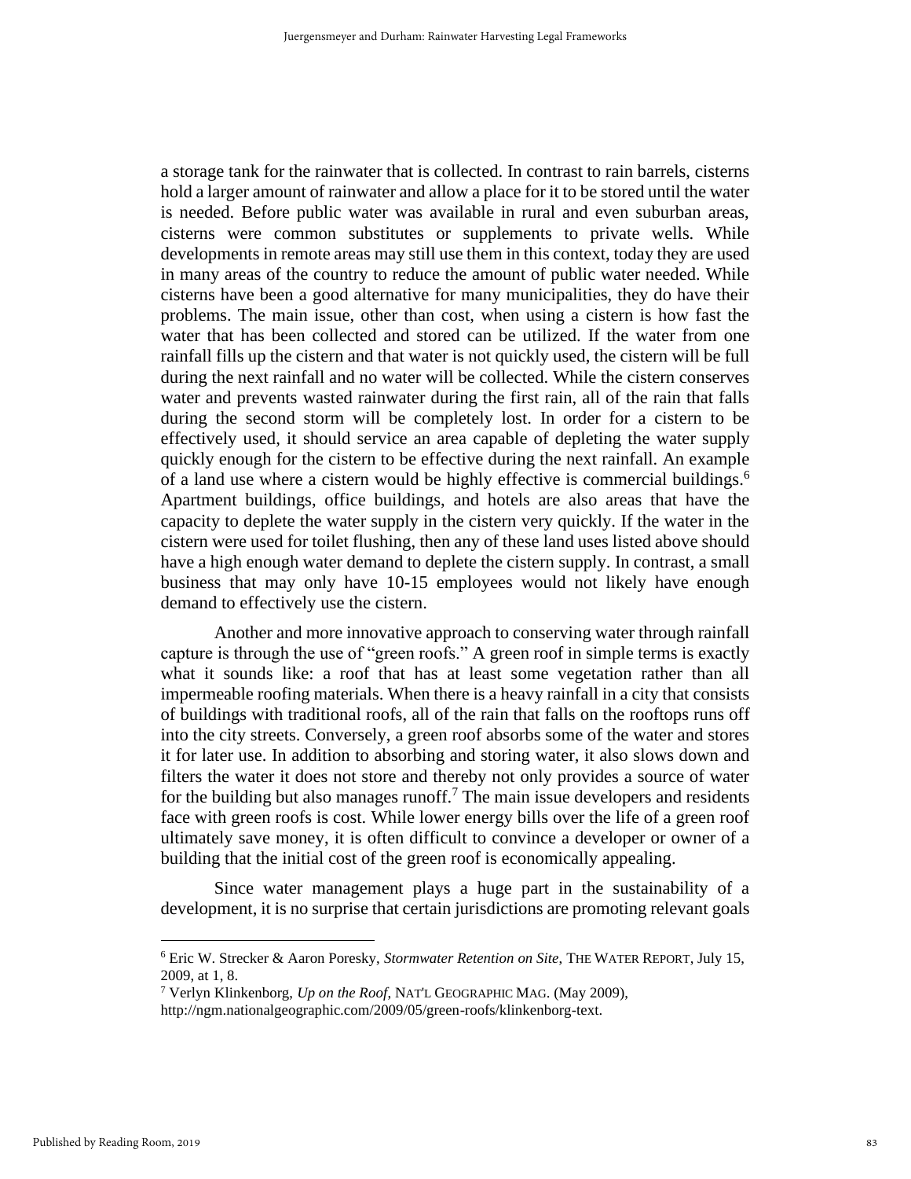a storage tank for the rainwater that is collected. In contrast to rain barrels, cisterns hold a larger amount of rainwater and allow a place for it to be stored until the water is needed. Before public water was available in rural and even suburban areas, cisterns were common substitutes or supplements to private wells. While developments in remote areas may still use them in this context, today they are used in many areas of the country to reduce the amount of public water needed. While cisterns have been a good alternative for many municipalities, they do have their problems. The main issue, other than cost, when using a cistern is how fast the water that has been collected and stored can be utilized. If the water from one rainfall fills up the cistern and that water is not quickly used, the cistern will be full during the next rainfall and no water will be collected. While the cistern conserves water and prevents wasted rainwater during the first rain, all of the rain that falls during the second storm will be completely lost. In order for a cistern to be effectively used, it should service an area capable of depleting the water supply quickly enough for the cistern to be effective during the next rainfall. An example of a land use where a cistern would be highly effective is commercial buildings.[6] Apartment buildings, office buildings, and hotels are also areas that have the capacity to deplete the water supply in the cistern very quickly. If the water in the cistern were used for toilet flushing, then any of these land uses listed above should have a high enough water demand to deplete the cistern supply. In contrast, a small business that may only have 10-15 employees would not likely have enough demand to effectively use the cistern.

Another and more innovative approach to conserving water through rainfall capture is through the use of "green roofs." A green roof in simple terms is exactly what it sounds like: a roof that has at least some vegetation rather than all impermeable roofing materials. When there is a heavy rainfall in a city that consists of buildings with traditional roofs, all of the rain that falls on the rooftops runs off into the city streets. Conversely, a green roof absorbs some of the water and stores it for later use. In addition to absorbing and storing water, it also slows down and filters the water it does not store and thereby not only provides a source of water for the building but also manages runoff.[7] The main issue developers and residents face with green roofs is cost. While lower energy bills over the life of a green roof ultimately save money, it is often difficult to convince a developer or owner of a building that the initial cost of the green roof is economically appealing.

Since water management plays a huge part in the sustainability of a development, it is no surprise that certain jurisdictions are promoting relevant goals

---

[6] Eric W. Strecker & Aaron Poresky, *Stormwater Retention on Site*, THE WATER REPORT, July 15, 2009, at 1, 8.

[7] Verlyn Klinkenborg, *Up on the Roof*, NAT'L GEOGRAPHIC MAG. (May 2009), http://ngm.nationalgeographic.com/2009/05/green-roofs/klinkenborg-text.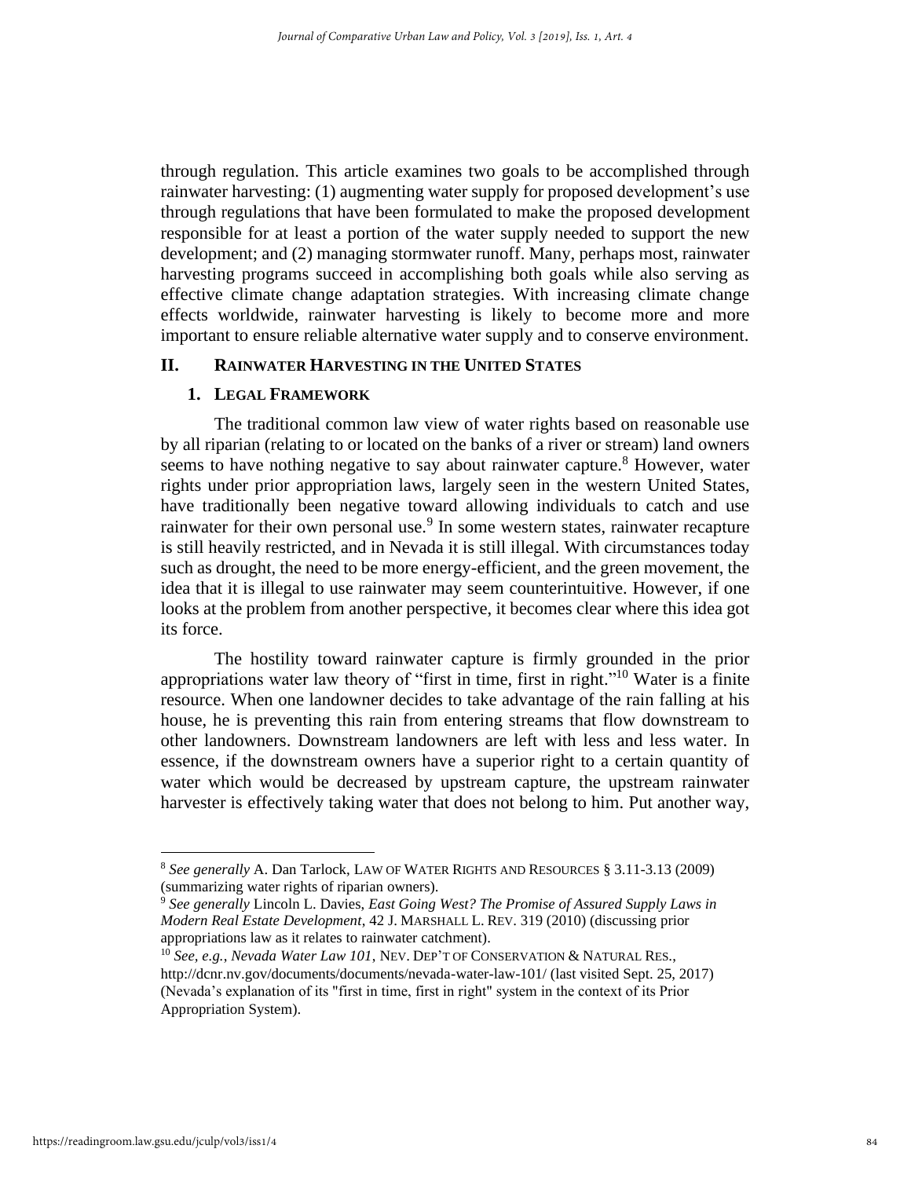through regulation. This article examines two goals to be accomplished through rainwater harvesting: (1) augmenting water supply for proposed development's use through regulations that have been formulated to make the proposed development responsible for at least a portion of the water supply needed to support the new development; and (2) managing stormwater runoff. Many, perhaps most, rainwater harvesting programs succeed in accomplishing both goals while also serving as effective climate change adaptation strategies. With increasing climate change effects worldwide, rainwater harvesting is likely to become more and more important to ensure reliable alternative water supply and to conserve environment.

## II. RAINWATER HARVESTING IN THE UNITED STATES

### 1. LEGAL FRAMEWORK

The traditional common law view of water rights based on reasonable use by all riparian (relating to or located on the banks of a river or stream) land owners seems to have nothing negative to say about rainwater capture.[8] However, water rights under prior appropriation laws, largely seen in the western United States, have traditionally been negative toward allowing individuals to catch and use rainwater for their own personal use.[9] In some western states, rainwater recapture is still heavily restricted, and in Nevada it is still illegal. With circumstances today such as drought, the need to be more energy-efficient, and the green movement, the idea that it is illegal to use rainwater may seem counterintuitive. However, if one looks at the problem from another perspective, it becomes clear where this idea got its force.

The hostility toward rainwater capture is firmly grounded in the prior appropriations water law theory of "first in time, first in right."[10] Water is a finite resource. When one landowner decides to take advantage of the rain falling at his house, he is preventing this rain from entering streams that flow downstream to other landowners. Downstream landowners are left with less and less water. In essence, if the downstream owners have a superior right to a certain quantity of water which would be decreased by upstream capture, the upstream rainwater harvester is effectively taking water that does not belong to him. Put another way,

---

[8] *See generally* A. Dan Tarlock, LAW OF WATER RIGHTS AND RESOURCES § 3.11-3.13 (2009) (summarizing water rights of riparian owners).

[9] *See generally* Lincoln L. Davies, *East Going West? The Promise of Assured Supply Laws in Modern Real Estate Development*, 42 J. MARSHALL L. REV. 319 (2010) (discussing prior appropriations law as it relates to rainwater catchment).

[10] *See, e.g.*, *Nevada Water Law 101*, NEV. DEP'T OF CONSERVATION & NATURAL RES., http://dcnr.nv.gov/documents/documents/nevada-water-law-101/ (last visited Sept. 25, 2017) (Nevada's explanation of its "first in time, first in right" system in the context of its Prior Appropriation System).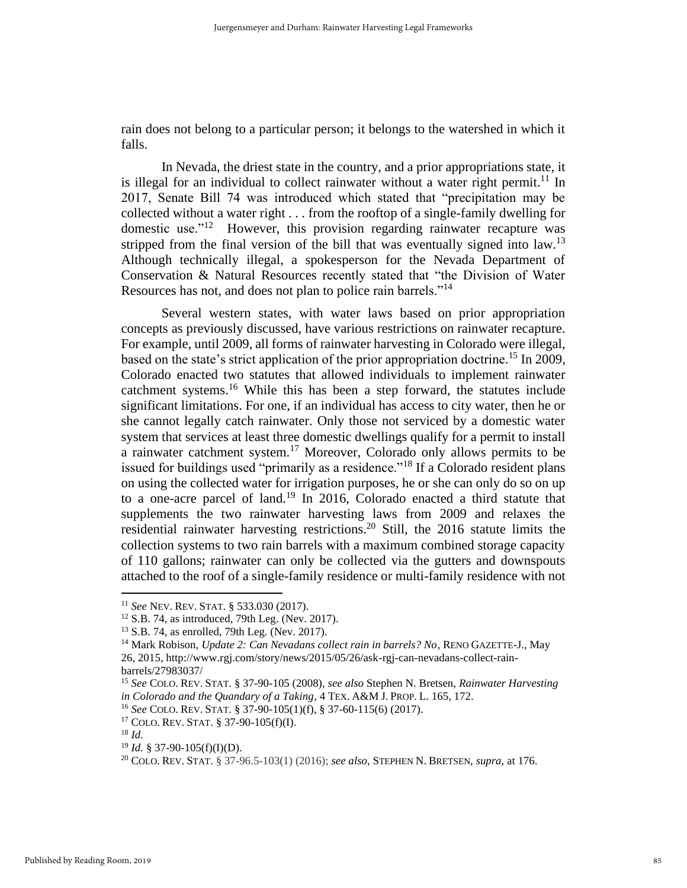rain does not belong to a particular person; it belongs to the watershed in which it falls.

In Nevada, the driest state in the country, and a prior appropriations state, it is illegal for an individual to collect rainwater without a water right permit.[11] In 2017, Senate Bill 74 was introduced which stated that "precipitation may be collected without a water right . . . from the rooftop of a single-family dwelling for domestic use."[12] However, this provision regarding rainwater recapture was stripped from the final version of the bill that was eventually signed into law.[13] Although technically illegal, a spokesperson for the Nevada Department of Conservation & Natural Resources recently stated that "the Division of Water Resources has not, and does not plan to police rain barrels."[14]

Several western states, with water laws based on prior appropriation concepts as previously discussed, have various restrictions on rainwater recapture. For example, until 2009, all forms of rainwater harvesting in Colorado were illegal, based on the state's strict application of the prior appropriation doctrine.[15] In 2009, Colorado enacted two statutes that allowed individuals to implement rainwater catchment systems.[16] While this has been a step forward, the statutes include significant limitations. For one, if an individual has access to city water, then he or she cannot legally catch rainwater. Only those not serviced by a domestic water system that services at least three domestic dwellings qualify for a permit to install a rainwater catchment system.[17] Moreover, Colorado only allows permits to be issued for buildings used "primarily as a residence."[18] If a Colorado resident plans on using the collected water for irrigation purposes, he or she can only do so on up to a one-acre parcel of land.[19] In 2016, Colorado enacted a third statute that supplements the two rainwater harvesting laws from 2009 and relaxes the residential rainwater harvesting restrictions.[20] Still, the 2016 statute limits the collection systems to two rain barrels with a maximum combined storage capacity of 110 gallons; rainwater can only be collected via the gutters and downspouts attached to the roof of a single-family residence or multi-family residence with not

---

[11] *See* NEV. REV. STAT. § 533.030 (2017).

[12] S.B. 74, as introduced, 79th Leg. (Nev. 2017).

[13] S.B. 74, as enrolled, 79th Leg. (Nev. 2017).

[14] Mark Robison, *Update 2: Can Nevadans collect rain in barrels? No*, RENO GAZETTE-J., May 26, 2015, http://www.rgj.com/story/news/2015/05/26/ask-rgj-can-nevadans-collect-rain-barrels/27983037/

[15] *See* COLO. REV. STAT. § 37-90-105 (2008), *see also* Stephen N. Bretsen, *Rainwater Harvesting in Colorado and the Quandary of a Taking*, 4 TEX. A&M J. PROP. L. 165, 172.

[16] *See* COLO. REV. STAT. § 37-90-105(1)(f), § 37-60-115(6) (2017).

[17] COLO. REV. STAT. § 37-90-105(f)(I).

[18] *Id.*

[19] *Id.* § 37-90-105(f)(I)(D).

[20] COLO. REV. STAT. § 37-96.5-103(1) (2016); *see also*, STEPHEN N. BRETSEN, *supra*, at 176.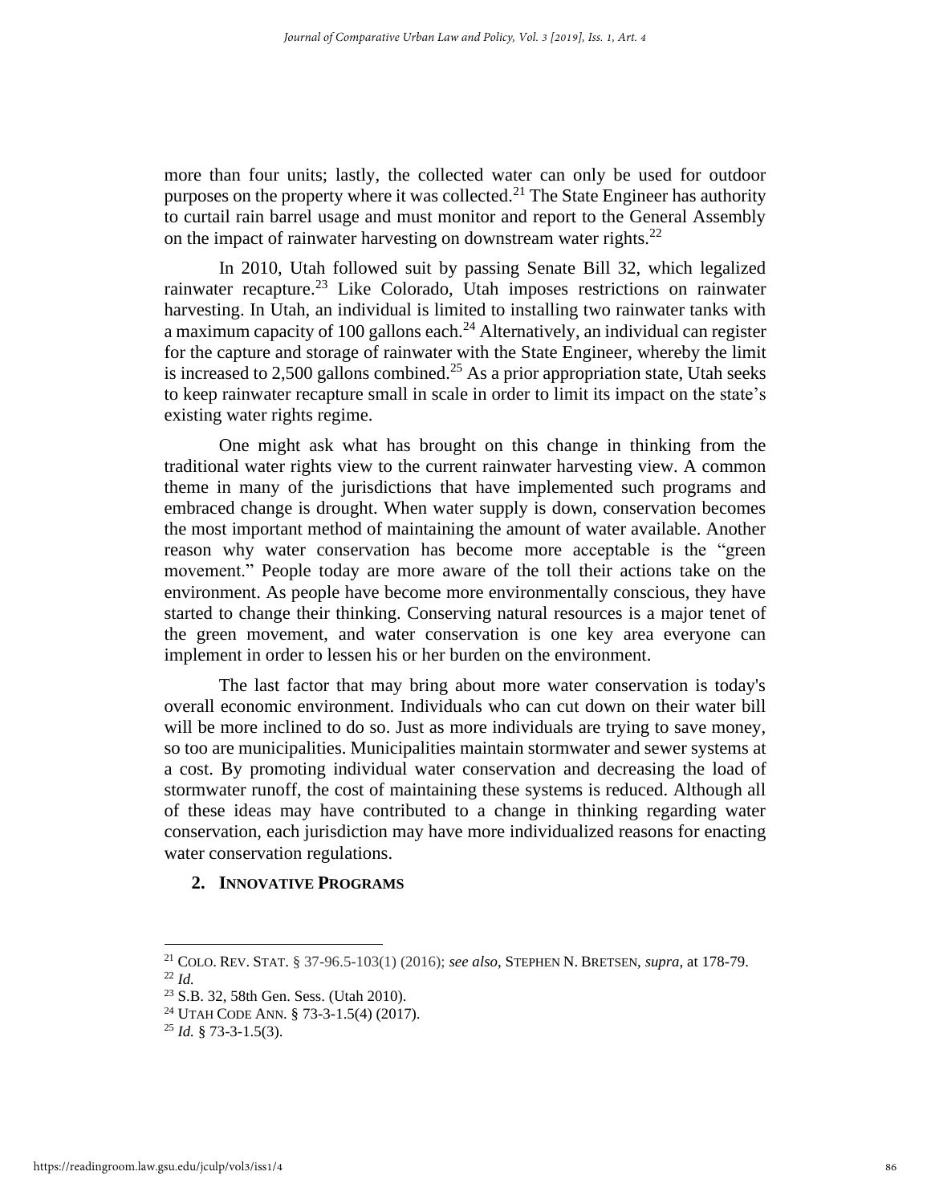more than four units; lastly, the collected water can only be used for outdoor purposes on the property where it was collected.[21] The State Engineer has authority to curtail rain barrel usage and must monitor and report to the General Assembly on the impact of rainwater harvesting on downstream water rights.[22]

In 2010, Utah followed suit by passing Senate Bill 32, which legalized rainwater recapture.[23] Like Colorado, Utah imposes restrictions on rainwater harvesting. In Utah, an individual is limited to installing two rainwater tanks with a maximum capacity of 100 gallons each.[24] Alternatively, an individual can register for the capture and storage of rainwater with the State Engineer, whereby the limit is increased to 2,500 gallons combined.[25] As a prior appropriation state, Utah seeks to keep rainwater recapture small in scale in order to limit its impact on the state's existing water rights regime.

One might ask what has brought on this change in thinking from the traditional water rights view to the current rainwater harvesting view. A common theme in many of the jurisdictions that have implemented such programs and embraced change is drought. When water supply is down, conservation becomes the most important method of maintaining the amount of water available. Another reason why water conservation has become more acceptable is the "green movement." People today are more aware of the toll their actions take on the environment. As people have become more environmentally conscious, they have started to change their thinking. Conserving natural resources is a major tenet of the green movement, and water conservation is one key area everyone can implement in order to lessen his or her burden on the environment.

The last factor that may bring about more water conservation is today's overall economic environment. Individuals who can cut down on their water bill will be more inclined to do so. Just as more individuals are trying to save money, so too are municipalities. Municipalities maintain stormwater and sewer systems at a cost. By promoting individual water conservation and decreasing the load of stormwater runoff, the cost of maintaining these systems is reduced. Although all of these ideas may have contributed to a change in thinking regarding water conservation, each jurisdiction may have more individualized reasons for enacting water conservation regulations.

## 2. Innovative Programs

[21] COLO. REV. STAT. § 37-96.5-103(1) (2016); *see also*, STEPHEN N. BRETSEN, *supra*, at 178-79.

[22] *Id.*

[23] S.B. 32, 58th Gen. Sess. (Utah 2010).

[24] UTAH CODE ANN. § 73-3-1.5(4) (2017).

[25] *Id.* § 73-3-1.5(3).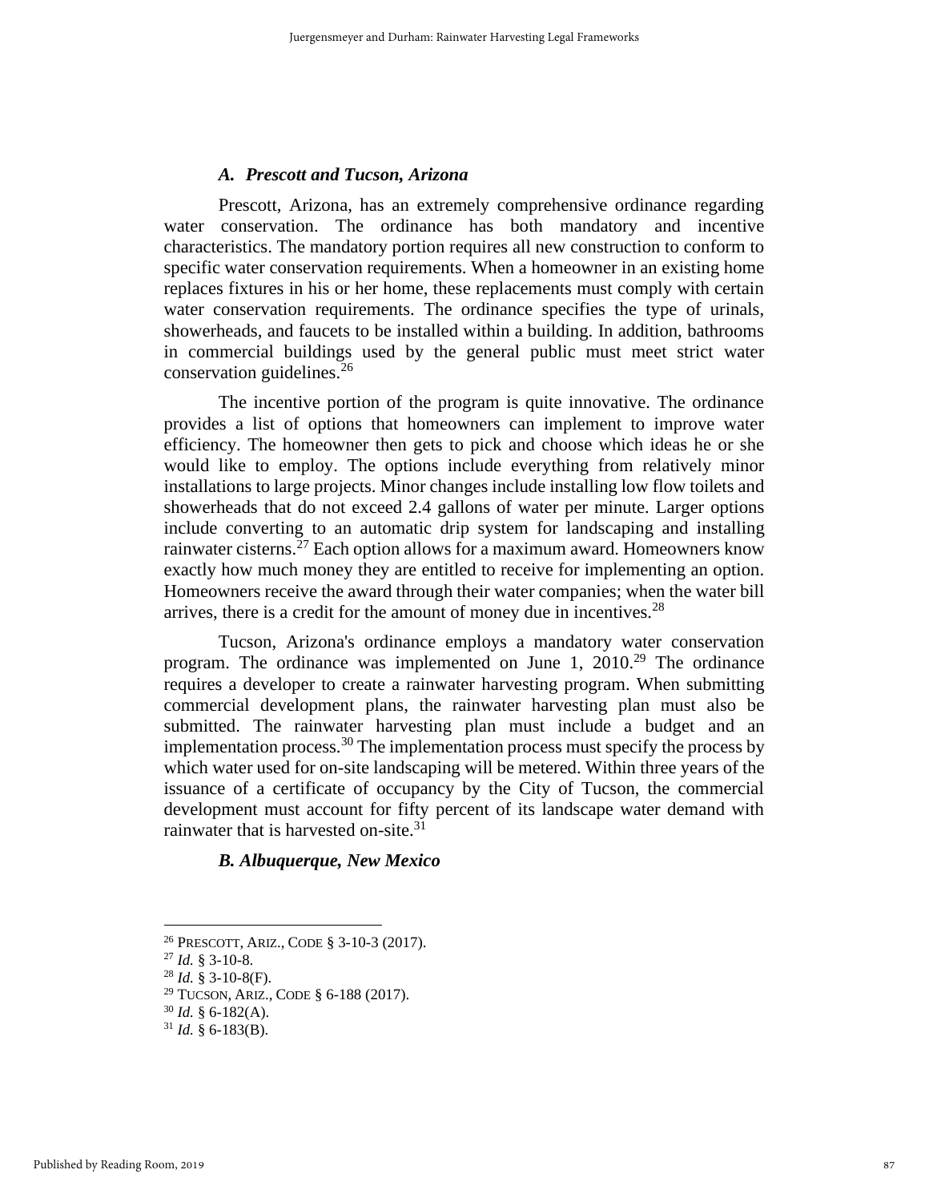### *A. Prescott and Tucson, Arizona*

Prescott, Arizona, has an extremely comprehensive ordinance regarding water conservation. The ordinance has both mandatory and incentive characteristics. The mandatory portion requires all new construction to conform to specific water conservation requirements. When a homeowner in an existing home replaces fixtures in his or her home, these replacements must comply with certain water conservation requirements. The ordinance specifies the type of urinals, showerheads, and faucets to be installed within a building. In addition, bathrooms in commercial buildings used by the general public must meet strict water conservation guidelines.[26]

The incentive portion of the program is quite innovative. The ordinance provides a list of options that homeowners can implement to improve water efficiency. The homeowner then gets to pick and choose which ideas he or she would like to employ. The options include everything from relatively minor installations to large projects. Minor changes include installing low flow toilets and showerheads that do not exceed 2.4 gallons of water per minute. Larger options include converting to an automatic drip system for landscaping and installing rainwater cisterns.[27] Each option allows for a maximum award. Homeowners know exactly how much money they are entitled to receive for implementing an option. Homeowners receive the award through their water companies; when the water bill arrives, there is a credit for the amount of money due in incentives.[28]

Tucson, Arizona's ordinance employs a mandatory water conservation program. The ordinance was implemented on June 1, 2010.[29] The ordinance requires a developer to create a rainwater harvesting program. When submitting commercial development plans, the rainwater harvesting plan must also be submitted. The rainwater harvesting plan must include a budget and an implementation process.[30] The implementation process must specify the process by which water used for on-site landscaping will be metered. Within three years of the issuance of a certificate of occupancy by the City of Tucson, the commercial development must account for fifty percent of its landscape water demand with rainwater that is harvested on-site.[31]

### *B. Albuquerque, New Mexico*

---

[26] PRESCOTT, ARIZ., CODE § 3-10-3 (2017).
[27] *Id.* § 3-10-8.
[28] *Id.* § 3-10-8(F).
[29] TUCSON, ARIZ., CODE § 6-188 (2017).
[30] *Id.* § 6-182(A).
[31] *Id.* § 6-183(B).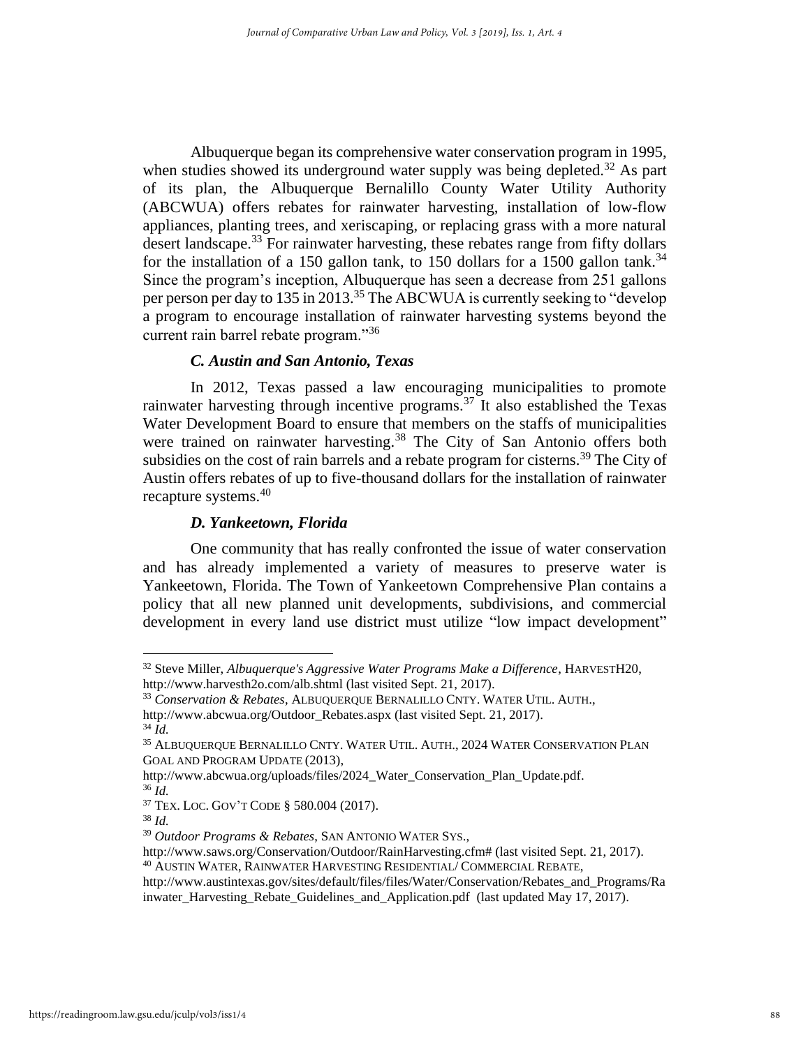Albuquerque began its comprehensive water conservation program in 1995, when studies showed its underground water supply was being depleted.[32] As part of its plan, the Albuquerque Bernalillo County Water Utility Authority (ABCWUA) offers rebates for rainwater harvesting, installation of low-flow appliances, planting trees, and xeriscaping, or replacing grass with a more natural desert landscape.[33] For rainwater harvesting, these rebates range from fifty dollars for the installation of a 150 gallon tank, to 150 dollars for a 1500 gallon tank.[34] Since the program's inception, Albuquerque has seen a decrease from 251 gallons per person per day to 135 in 2013.[35] The ABCWUA is currently seeking to "develop a program to encourage installation of rainwater harvesting systems beyond the current rain barrel rebate program."[36]

### *C. Austin and San Antonio, Texas*

In 2012, Texas passed a law encouraging municipalities to promote rainwater harvesting through incentive programs.[37] It also established the Texas Water Development Board to ensure that members on the staffs of municipalities were trained on rainwater harvesting.[38] The City of San Antonio offers both subsidies on the cost of rain barrels and a rebate program for cisterns.[39] The City of Austin offers rebates of up to five-thousand dollars for the installation of rainwater recapture systems.[40]

### *D. Yankeetown, Florida*

One community that has really confronted the issue of water conservation and has already implemented a variety of measures to preserve water is Yankeetown, Florida. The Town of Yankeetown Comprehensive Plan contains a policy that all new planned unit developments, subdivisions, and commercial development in every land use district must utilize "low impact development"

---

[32] Steve Miller, *Albuquerque's Aggressive Water Programs Make a Difference*, HARVESTH20, http://www.harvesth2o.com/alb.shtml (last visited Sept. 21, 2017).

[33] *Conservation & Rebates*, ALBUQUERQUE BERNALILLO CNTY. WATER UTIL. AUTH., http://www.abcwua.org/Outdoor_Rebates.aspx (last visited Sept. 21, 2017).

[34] *Id.*

[35] ALBUQUERQUE BERNALILLO CNTY. WATER UTIL. AUTH., 2024 WATER CONSERVATION PLAN GOAL AND PROGRAM UPDATE (2013), http://www.abcwua.org/uploads/files/2024_Water_Conservation_Plan_Update.pdf.

[36] *Id.*

[37] TEX. LOC. GOV'T CODE § 580.004 (2017).

[38] *Id.*

[39] *Outdoor Programs & Rebates*, SAN ANTONIO WATER SYS., http://www.saws.org/Conservation/Outdoor/RainHarvesting.cfm# (last visited Sept. 21, 2017).

[40] AUSTIN WATER, RAINWATER HARVESTING RESIDENTIAL/ COMMERCIAL REBATE, http://www.austintexas.gov/sites/default/files/files/Water/Conservation/Rebates_and_Programs/Rainwater_Harvesting_Rebate_Guidelines_and_Application.pdf (last updated May 17, 2017).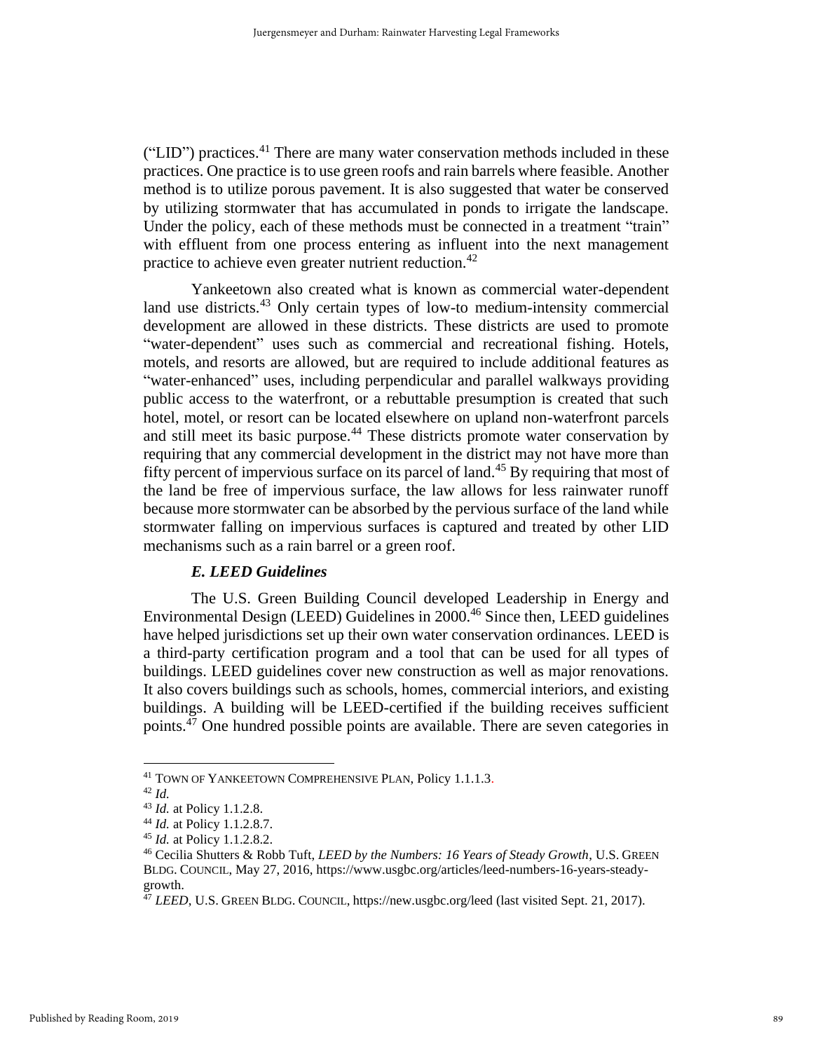("LID") practices.[41] There are many water conservation methods included in these practices. One practice is to use green roofs and rain barrels where feasible. Another method is to utilize porous pavement. It is also suggested that water be conserved by utilizing stormwater that has accumulated in ponds to irrigate the landscape. Under the policy, each of these methods must be connected in a treatment "train" with effluent from one process entering as influent into the next management practice to achieve even greater nutrient reduction.[42]

Yankeetown also created what is known as commercial water-dependent land use districts.[43] Only certain types of low-to medium-intensity commercial development are allowed in these districts. These districts are used to promote "water-dependent" uses such as commercial and recreational fishing. Hotels, motels, and resorts are allowed, but are required to include additional features as "water-enhanced" uses, including perpendicular and parallel walkways providing public access to the waterfront, or a rebuttable presumption is created that such hotel, motel, or resort can be located elsewhere on upland non-waterfront parcels and still meet its basic purpose.[44] These districts promote water conservation by requiring that any commercial development in the district may not have more than fifty percent of impervious surface on its parcel of land.[45] By requiring that most of the land be free of impervious surface, the law allows for less rainwater runoff because more stormwater can be absorbed by the pervious surface of the land while stormwater falling on impervious surfaces is captured and treated by other LID mechanisms such as a rain barrel or a green roof.

### *E. LEED Guidelines*

The U.S. Green Building Council developed Leadership in Energy and Environmental Design (LEED) Guidelines in 2000.[46] Since then, LEED guidelines have helped jurisdictions set up their own water conservation ordinances. LEED is a third-party certification program and a tool that can be used for all types of buildings. LEED guidelines cover new construction as well as major renovations. It also covers buildings such as schools, homes, commercial interiors, and existing buildings. A building will be LEED-certified if the building receives sufficient points.[47] One hundred possible points are available. There are seven categories in

---

[41] TOWN OF YANKEETOWN COMPREHENSIVE PLAN, Policy 1.1.1.3.

[42] *Id.*

[43] *Id.* at Policy 1.1.2.8.

[44] *Id.* at Policy 1.1.2.8.7.

[45] *Id.* at Policy 1.1.2.8.2.

[46] Cecilia Shutters & Robb Tuft, *LEED by the Numbers: 16 Years of Steady Growth*, U.S. GREEN BLDG. COUNCIL, May 27, 2016, https://www.usgbc.org/articles/leed-numbers-16-years-steady-growth.

[47] *LEED*, U.S. GREEN BLDG. COUNCIL, https://new.usgbc.org/leed (last visited Sept. 21, 2017).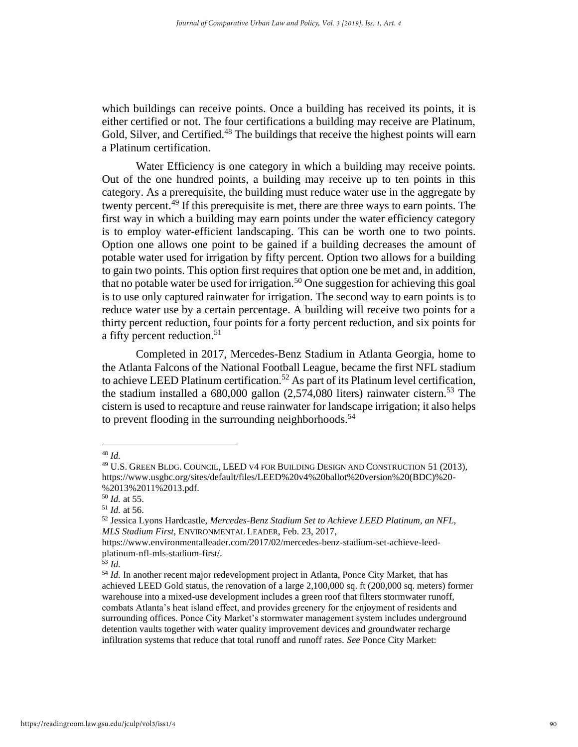which buildings can receive points. Once a building has received its points, it is either certified or not. The four certifications a building may receive are Platinum, Gold, Silver, and Certified.[48] The buildings that receive the highest points will earn a Platinum certification.

Water Efficiency is one category in which a building may receive points. Out of the one hundred points, a building may receive up to ten points in this category. As a prerequisite, the building must reduce water use in the aggregate by twenty percent.[49] If this prerequisite is met, there are three ways to earn points. The first way in which a building may earn points under the water efficiency category is to employ water-efficient landscaping. This can be worth one to two points. Option one allows one point to be gained if a building decreases the amount of potable water used for irrigation by fifty percent. Option two allows for a building to gain two points. This option first requires that option one be met and, in addition, that no potable water be used for irrigation.[50] One suggestion for achieving this goal is to use only captured rainwater for irrigation. The second way to earn points is to reduce water use by a certain percentage. A building will receive two points for a thirty percent reduction, four points for a forty percent reduction, and six points for a fifty percent reduction.[51]

Completed in 2017, Mercedes-Benz Stadium in Atlanta Georgia, home to the Atlanta Falcons of the National Football League, became the first NFL stadium to achieve LEED Platinum certification.[52] As part of its Platinum level certification, the stadium installed a 680,000 gallon (2,574,080 liters) rainwater cistern.[53] The cistern is used to recapture and reuse rainwater for landscape irrigation; it also helps to prevent flooding in the surrounding neighborhoods.[54]

---

[48] *Id.*

[49] U.S. GREEN BLDG. COUNCIL, LEED V4 FOR BUILDING DESIGN AND CONSTRUCTION 51 (2013), https://www.usgbc.org/sites/default/files/LEED%20v4%20ballot%20version%20(BDC)%20-%2013%2011%2013.pdf.

[50] *Id.* at 55.

[51] *Id.* at 56.

[52] Jessica Lyons Hardcastle, *Mercedes-Benz Stadium Set to Achieve LEED Platinum, an NFL, MLS Stadium First*, ENVIRONMENTAL LEADER, Feb. 23, 2017, https://www.environmentalleader.com/2017/02/mercedes-benz-stadium-set-achieve-leed-platinum-nfl-mls-stadium-first/.

[53] *Id.*

[54] *Id.* In another recent major redevelopment project in Atlanta, Ponce City Market, that has achieved LEED Gold status, the renovation of a large 2,100,000 sq. ft (200,000 sq. meters) former warehouse into a mixed-use development includes a green roof that filters stormwater runoff, combats Atlanta's heat island effect, and provides greenery for the enjoyment of residents and surrounding offices. Ponce City Market's stormwater management system includes underground detention vaults together with water quality improvement devices and groundwater recharge infiltration systems that reduce that total runoff and runoff rates. *See* Ponce City Market: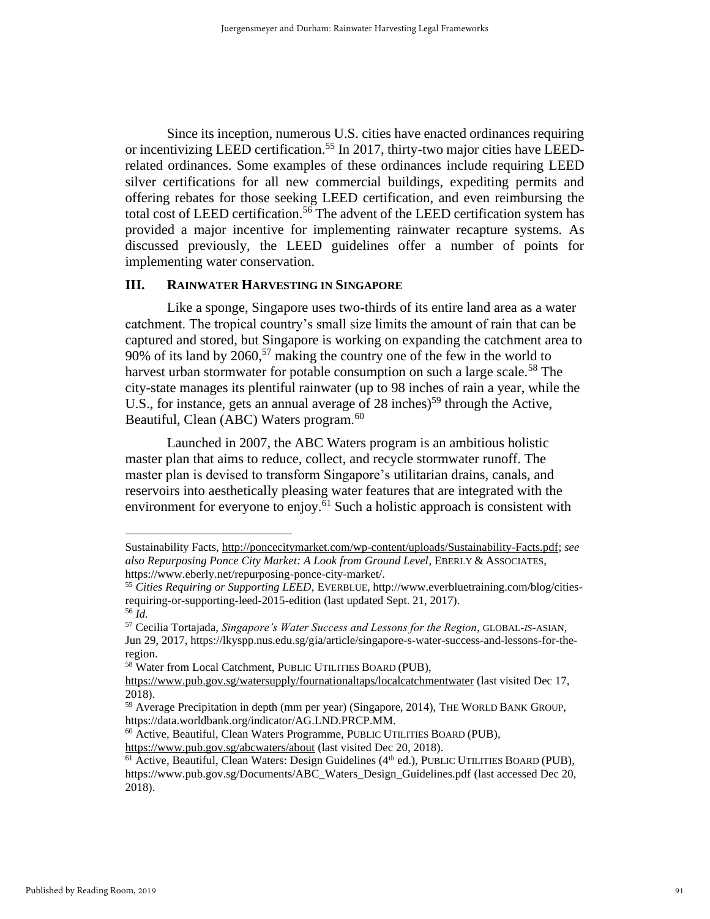Since its inception, numerous U.S. cities have enacted ordinances requiring or incentivizing LEED certification.[55] In 2017, thirty-two major cities have LEED-related ordinances. Some examples of these ordinances include requiring LEED silver certifications for all new commercial buildings, expediting permits and offering rebates for those seeking LEED certification, and even reimbursing the total cost of LEED certification.[56] The advent of the LEED certification system has provided a major incentive for implementing rainwater recapture systems. As discussed previously, the LEED guidelines offer a number of points for implementing water conservation.

## III. Rainwater Harvesting in Singapore

Like a sponge, Singapore uses two-thirds of its entire land area as a water catchment. The tropical country's small size limits the amount of rain that can be captured and stored, but Singapore is working on expanding the catchment area to 90% of its land by 2060,[57] making the country one of the few in the world to harvest urban stormwater for potable consumption on such a large scale.[58] The city-state manages its plentiful rainwater (up to 98 inches of rain a year, while the U.S., for instance, gets an annual average of 28 inches)[59] through the Active, Beautiful, Clean (ABC) Waters program.[60]

Launched in 2007, the ABC Waters program is an ambitious holistic master plan that aims to reduce, collect, and recycle stormwater runoff. The master plan is devised to transform Singapore's utilitarian drains, canals, and reservoirs into aesthetically pleasing water features that are integrated with the environment for everyone to enjoy.[61] Such a holistic approach is consistent with

---

Sustainability Facts, http://poncecitymarket.com/wp-content/uploads/Sustainability-Facts.pdf; *see also Repurposing Ponce City Market: A Look from Ground Level*, EBERLY & ASSOCIATES, https://www.eberly.net/repurposing-ponce-city-market/.

[55] *Cities Requiring or Supporting LEED*, EVERBLUE, http://www.everbluetraining.com/blog/cities-requiring-or-supporting-leed-2015-edition (last updated Sept. 21, 2017).

[56] *Id.*

[57] Cecilia Tortajada, *Singapore's Water Success and Lessons for the Region*, GLOBAL-*IS*-ASIAN, Jun 29, 2017, https://lkyspp.nus.edu.sg/gia/article/singapore-s-water-success-and-lessons-for-the-region.

[58] Water from Local Catchment, PUBLIC UTILITIES BOARD (PUB), https://www.pub.gov.sg/watersupply/fournationaltaps/localcatchmentwater (last visited Dec 17, 2018).

[59] Average Precipitation in depth (mm per year) (Singapore, 2014), THE WORLD BANK GROUP, https://data.worldbank.org/indicator/AG.LND.PRCP.MM.

[60] Active, Beautiful, Clean Waters Programme, PUBLIC UTILITIES BOARD (PUB), https://www.pub.gov.sg/abcwaters/about (last visited Dec 20, 2018).

[61] Active, Beautiful, Clean Waters: Design Guidelines (4th ed.), PUBLIC UTILITIES BOARD (PUB), https://www.pub.gov.sg/Documents/ABC_Waters_Design_Guidelines.pdf (last accessed Dec 20, 2018).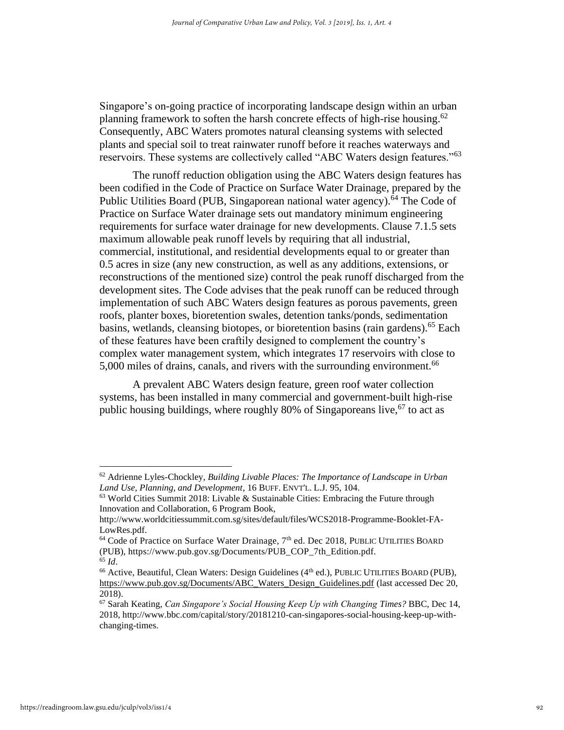Singapore's on-going practice of incorporating landscape design within an urban planning framework to soften the harsh concrete effects of high-rise housing.[62] Consequently, ABC Waters promotes natural cleansing systems with selected plants and special soil to treat rainwater runoff before it reaches waterways and reservoirs. These systems are collectively called "ABC Waters design features."[63]

The runoff reduction obligation using the ABC Waters design features has been codified in the Code of Practice on Surface Water Drainage, prepared by the Public Utilities Board (PUB, Singaporean national water agency).[64] The Code of Practice on Surface Water drainage sets out mandatory minimum engineering requirements for surface water drainage for new developments. Clause 7.1.5 sets maximum allowable peak runoff levels by requiring that all industrial, commercial, institutional, and residential developments equal to or greater than 0.5 acres in size (any new construction, as well as any additions, extensions, or reconstructions of the mentioned size) control the peak runoff discharged from the development sites. The Code advises that the peak runoff can be reduced through implementation of such ABC Waters design features as porous pavements, green roofs, planter boxes, bioretention swales, detention tanks/ponds, sedimentation basins, wetlands, cleansing biotopes, or bioretention basins (rain gardens).[65] Each of these features have been craftily designed to complement the country's complex water management system, which integrates 17 reservoirs with close to 5,000 miles of drains, canals, and rivers with the surrounding environment.[66]

A prevalent ABC Waters design feature, green roof water collection systems, has been installed in many commercial and government-built high-rise public housing buildings, where roughly 80% of Singaporeans live,[67] to act as

---

[62] Adrienne Lyles-Chockley, *Building Livable Places: The Importance of Landscape in Urban Land Use, Planning, and Development*, 16 BUFF. ENVT'L. L.J. 95, 104.

[63] World Cities Summit 2018: Livable & Sustainable Cities: Embracing the Future through Innovation and Collaboration, 6 Program Book, http://www.worldcitiessummit.com.sg/sites/default/files/WCS2018-Programme-Booklet-FA-LowRes.pdf.

[64] Code of Practice on Surface Water Drainage, 7th ed. Dec 2018, PUBLIC UTILITIES BOARD (PUB), https://www.pub.gov.sg/Documents/PUB_COP_7th_Edition.pdf.

[65] *Id*.

[66] Active, Beautiful, Clean Waters: Design Guidelines (4th ed.), PUBLIC UTILITIES BOARD (PUB), https://www.pub.gov.sg/Documents/ABC_Waters_Design_Guidelines.pdf (last accessed Dec 20, 2018).

[67] Sarah Keating, *Can Singapore's Social Housing Keep Up with Changing Times?* BBC, Dec 14, 2018, http://www.bbc.com/capital/story/20181210-can-singapores-social-housing-keep-up-with-changing-times.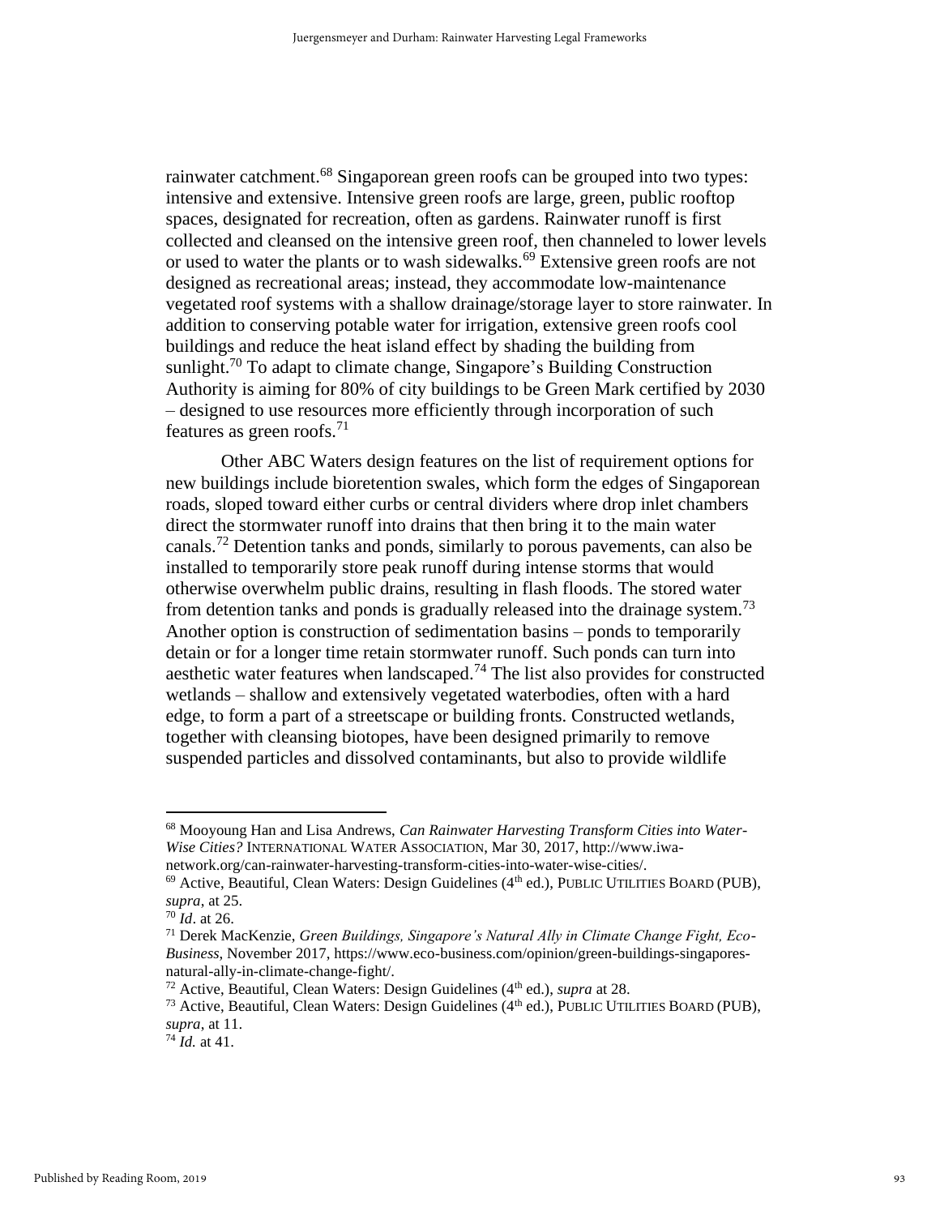rainwater catchment.[68] Singaporean green roofs can be grouped into two types: intensive and extensive. Intensive green roofs are large, green, public rooftop spaces, designated for recreation, often as gardens. Rainwater runoff is first collected and cleansed on the intensive green roof, then channeled to lower levels or used to water the plants or to wash sidewalks.[69] Extensive green roofs are not designed as recreational areas; instead, they accommodate low-maintenance vegetated roof systems with a shallow drainage/storage layer to store rainwater. In addition to conserving potable water for irrigation, extensive green roofs cool buildings and reduce the heat island effect by shading the building from sunlight.[70] To adapt to climate change, Singapore's Building Construction Authority is aiming for 80% of city buildings to be Green Mark certified by 2030 – designed to use resources more efficiently through incorporation of such features as green roofs.[71]

Other ABC Waters design features on the list of requirement options for new buildings include bioretention swales, which form the edges of Singaporean roads, sloped toward either curbs or central dividers where drop inlet chambers direct the stormwater runoff into drains that then bring it to the main water canals.[72] Detention tanks and ponds, similarly to porous pavements, can also be installed to temporarily store peak runoff during intense storms that would otherwise overwhelm public drains, resulting in flash floods. The stored water from detention tanks and ponds is gradually released into the drainage system.[73] Another option is construction of sedimentation basins – ponds to temporarily detain or for a longer time retain stormwater runoff. Such ponds can turn into aesthetic water features when landscaped.[74] The list also provides for constructed wetlands – shallow and extensively vegetated waterbodies, often with a hard edge, to form a part of a streetscape or building fronts. Constructed wetlands, together with cleansing biotopes, have been designed primarily to remove suspended particles and dissolved contaminants, but also to provide wildlife

---

[68] Mooyoung Han and Lisa Andrews, *Can Rainwater Harvesting Transform Cities into Water-Wise Cities?* INTERNATIONAL WATER ASSOCIATION, Mar 30, 2017, http://www.iwa-network.org/can-rainwater-harvesting-transform-cities-into-water-wise-cities/.

[69] Active, Beautiful, Clean Waters: Design Guidelines (4th ed.), PUBLIC UTILITIES BOARD (PUB), *supra*, at 25.

[70] *Id*. at 26.

[71] Derek MacKenzie, *Green Buildings, Singapore's Natural Ally in Climate Change Fight, Eco-Business*, November 2017, https://www.eco-business.com/opinion/green-buildings-singapores-natural-ally-in-climate-change-fight/.

[72] Active, Beautiful, Clean Waters: Design Guidelines (4th ed.), *supra* at 28.

[73] Active, Beautiful, Clean Waters: Design Guidelines (4th ed.), PUBLIC UTILITIES BOARD (PUB), *supra*, at 11.

[74] *Id.* at 41.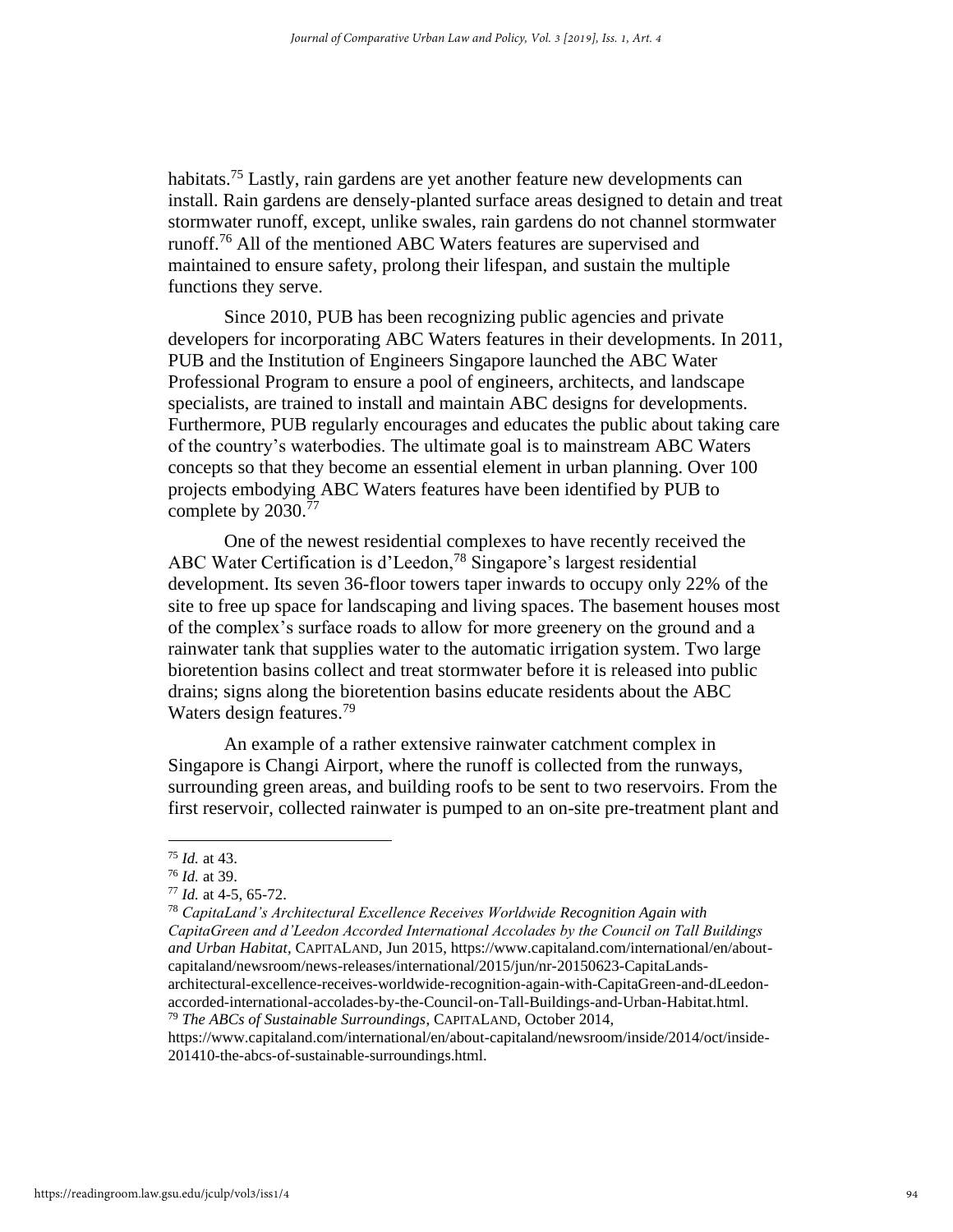habitats.[75] Lastly, rain gardens are yet another feature new developments can install. Rain gardens are densely-planted surface areas designed to detain and treat stormwater runoff, except, unlike swales, rain gardens do not channel stormwater runoff.[76] All of the mentioned ABC Waters features are supervised and maintained to ensure safety, prolong their lifespan, and sustain the multiple functions they serve.

Since 2010, PUB has been recognizing public agencies and private developers for incorporating ABC Waters features in their developments. In 2011, PUB and the Institution of Engineers Singapore launched the ABC Water Professional Program to ensure a pool of engineers, architects, and landscape specialists, are trained to install and maintain ABC designs for developments. Furthermore, PUB regularly encourages and educates the public about taking care of the country's waterbodies. The ultimate goal is to mainstream ABC Waters concepts so that they become an essential element in urban planning. Over 100 projects embodying ABC Waters features have been identified by PUB to complete by 2030.[77]

One of the newest residential complexes to have recently received the ABC Water Certification is d'Leedon,[78] Singapore's largest residential development. Its seven 36-floor towers taper inwards to occupy only 22% of the site to free up space for landscaping and living spaces. The basement houses most of the complex's surface roads to allow for more greenery on the ground and a rainwater tank that supplies water to the automatic irrigation system. Two large bioretention basins collect and treat stormwater before it is released into public drains; signs along the bioretention basins educate residents about the ABC Waters design features.[79]

An example of a rather extensive rainwater catchment complex in Singapore is Changi Airport, where the runoff is collected from the runways, surrounding green areas, and building roofs to be sent to two reservoirs. From the first reservoir, collected rainwater is pumped to an on-site pre-treatment plant and

---

[75] *Id.* at 43.

[76] *Id.* at 39.

[77] *Id.* at 4-5, 65-72.

[78] *CapitaLand's Architectural Excellence Receives Worldwide Recognition Again with CapitaGreen and d'Leedon Accorded International Accolades by the Council on Tall Buildings and Urban Habitat*, CAPITALAND, Jun 2015, https://www.capitaland.com/international/en/about-capitaland/newsroom/news-releases/international/2015/jun/nr-20150623-CapitaLands-architectural-excellence-receives-worldwide-recognition-again-with-CapitaGreen-and-dLeedon-accorded-international-accolades-by-the-Council-on-Tall-Buildings-and-Urban-Habitat.html.

[79] *The ABCs of Sustainable Surroundings*, CAPITALAND, October 2014, https://www.capitaland.com/international/en/about-capitaland/newsroom/inside/2014/oct/inside-201410-the-abcs-of-sustainable-surroundings.html.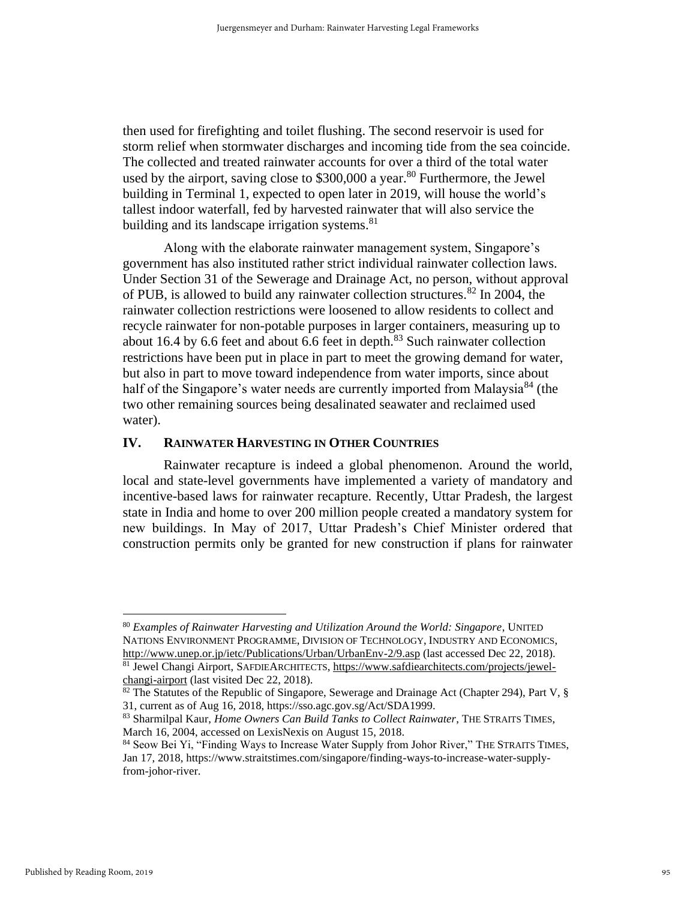then used for firefighting and toilet flushing. The second reservoir is used for storm relief when stormwater discharges and incoming tide from the sea coincide. The collected and treated rainwater accounts for over a third of the total water used by the airport, saving close to $300,000 a year.[80] Furthermore, the Jewel building in Terminal 1, expected to open later in 2019, will house the world's tallest indoor waterfall, fed by harvested rainwater that will also service the building and its landscape irrigation systems.[81]

Along with the elaborate rainwater management system, Singapore's government has also instituted rather strict individual rainwater collection laws. Under Section 31 of the Sewerage and Drainage Act, no person, without approval of PUB, is allowed to build any rainwater collection structures.[82] In 2004, the rainwater collection restrictions were loosened to allow residents to collect and recycle rainwater for non-potable purposes in larger containers, measuring up to about 16.4 by 6.6 feet and about 6.6 feet in depth.[83] Such rainwater collection restrictions have been put in place in part to meet the growing demand for water, but also in part to move toward independence from water imports, since about half of the Singapore's water needs are currently imported from Malaysia[84] (the two other remaining sources being desalinated seawater and reclaimed used water).

## IV. Rainwater Harvesting in Other Countries

Rainwater recapture is indeed a global phenomenon. Around the world, local and state-level governments have implemented a variety of mandatory and incentive-based laws for rainwater recapture. Recently, Uttar Pradesh, the largest state in India and home to over 200 million people created a mandatory system for new buildings. In May of 2017, Uttar Pradesh's Chief Minister ordered that construction permits only be granted for new construction if plans for rainwater

---

[80] *Examples of Rainwater Harvesting and Utilization Around the World: Singapore*, United Nations Environment Programme, Division of Technology, Industry and Economics, http://www.unep.or.jp/ietc/Publications/Urban/UrbanEnv-2/9.asp (last accessed Dec 22, 2018).

[81] Jewel Changi Airport, SafdieArchitects, https://www.safdiearchitects.com/projects/jewel-changi-airport (last visited Dec 22, 2018).

[82] The Statutes of the Republic of Singapore, Sewerage and Drainage Act (Chapter 294), Part V, § 31, current as of Aug 16, 2018, https://sso.agc.gov.sg/Act/SDA1999.

[83] Sharmilpal Kaur, *Home Owners Can Build Tanks to Collect Rainwater*, The Straits Times, March 16, 2004, accessed on LexisNexis on August 15, 2018.

[84] Seow Bei Yi, "Finding Ways to Increase Water Supply from Johor River," The Straits Times, Jan 17, 2018, https://www.straitstimes.com/singapore/finding-ways-to-increase-water-supply-from-johor-river.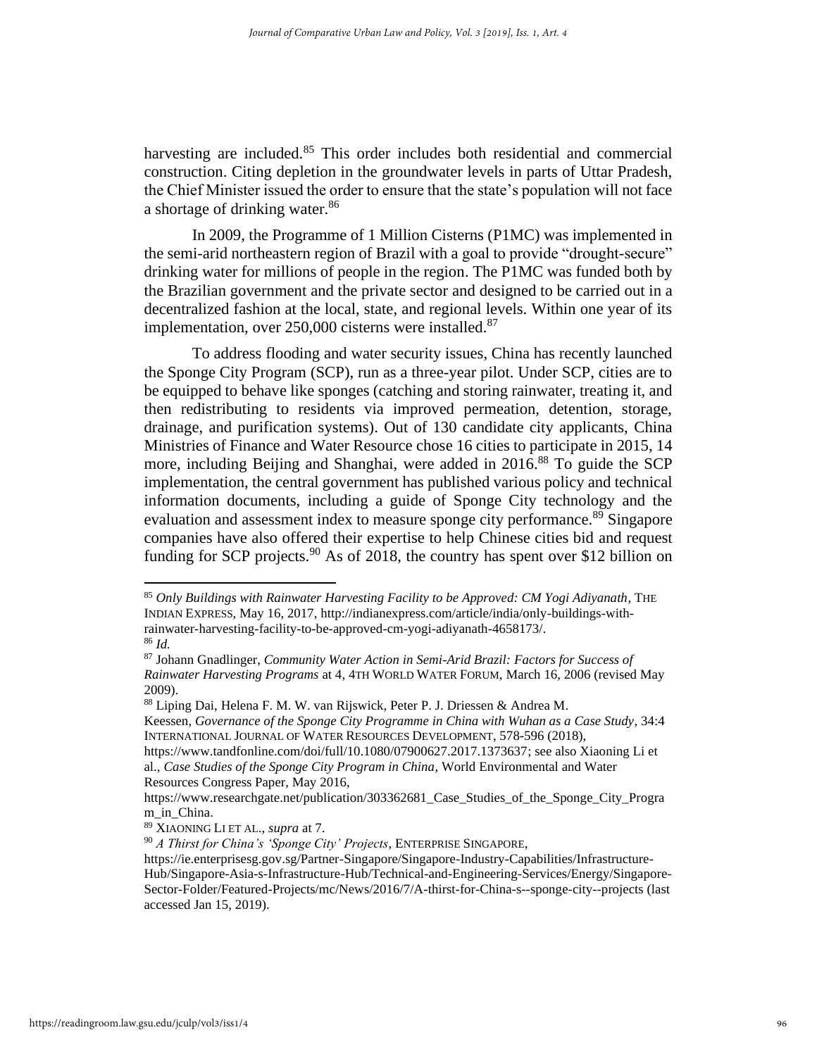harvesting are included.[85] This order includes both residential and commercial construction. Citing depletion in the groundwater levels in parts of Uttar Pradesh, the Chief Minister issued the order to ensure that the state's population will not face a shortage of drinking water.[86]

In 2009, the Programme of 1 Million Cisterns (P1MC) was implemented in the semi-arid northeastern region of Brazil with a goal to provide "drought-secure" drinking water for millions of people in the region. The P1MC was funded both by the Brazilian government and the private sector and designed to be carried out in a decentralized fashion at the local, state, and regional levels. Within one year of its implementation, over 250,000 cisterns were installed.[87]

To address flooding and water security issues, China has recently launched the Sponge City Program (SCP), run as a three-year pilot. Under SCP, cities are to be equipped to behave like sponges (catching and storing rainwater, treating it, and then redistributing to residents via improved permeation, detention, storage, drainage, and purification systems). Out of 130 candidate city applicants, China Ministries of Finance and Water Resource chose 16 cities to participate in 2015, 14 more, including Beijing and Shanghai, were added in 2016.[88] To guide the SCP implementation, the central government has published various policy and technical information documents, including a guide of Sponge City technology and the evaluation and assessment index to measure sponge city performance.[89] Singapore companies have also offered their expertise to help Chinese cities bid and request funding for SCP projects.[90] As of 2018, the country has spent over $12 billion on

---

[85] *Only Buildings with Rainwater Harvesting Facility to be Approved: CM Yogi Adiyanath*, THE INDIAN EXPRESS, May 16, 2017, http://indianexpress.com/article/india/only-buildings-with-rainwater-harvesting-facility-to-be-approved-cm-yogi-adiyanath-4658173/.

[86] *Id.*

[87] Johann Gnadlinger, *Community Water Action in Semi-Arid Brazil: Factors for Success of Rainwater Harvesting Programs* at 4, 4TH WORLD WATER FORUM, March 16, 2006 (revised May 2009).

[88] Liping Dai, Helena F. M. W. van Rijswick, Peter P. J. Driessen & Andrea M. Keessen, *Governance of the Sponge City Programme in China with Wuhan as a Case Study*, 34:4 INTERNATIONAL JOURNAL OF WATER RESOURCES DEVELOPMENT, 578-596 (2018), https://www.tandfonline.com/doi/full/10.1080/07900627.2017.1373637; see also Xiaoning Li et al., *Case Studies of the Sponge City Program in China*, World Environmental and Water Resources Congress Paper, May 2016, https://www.researchgate.net/publication/303362681_Case_Studies_of_the_Sponge_City_Program_in_China.

[89] XIAONING LI ET AL., *supra* at 7.

[90] *A Thirst for China's 'Sponge City' Projects*, ENTERPRISE SINGAPORE, https://ie.enterprisesg.gov.sg/Partner-Singapore/Singapore-Industry-Capabilities/Infrastructure-Hub/Singapore-Asia-s-Infrastructure-Hub/Technical-and-Engineering-Services/Energy/Singapore-Sector-Folder/Featured-Projects/mc/News/2016/7/A-thirst-for-China-s--sponge-city--projects (last accessed Jan 15, 2019).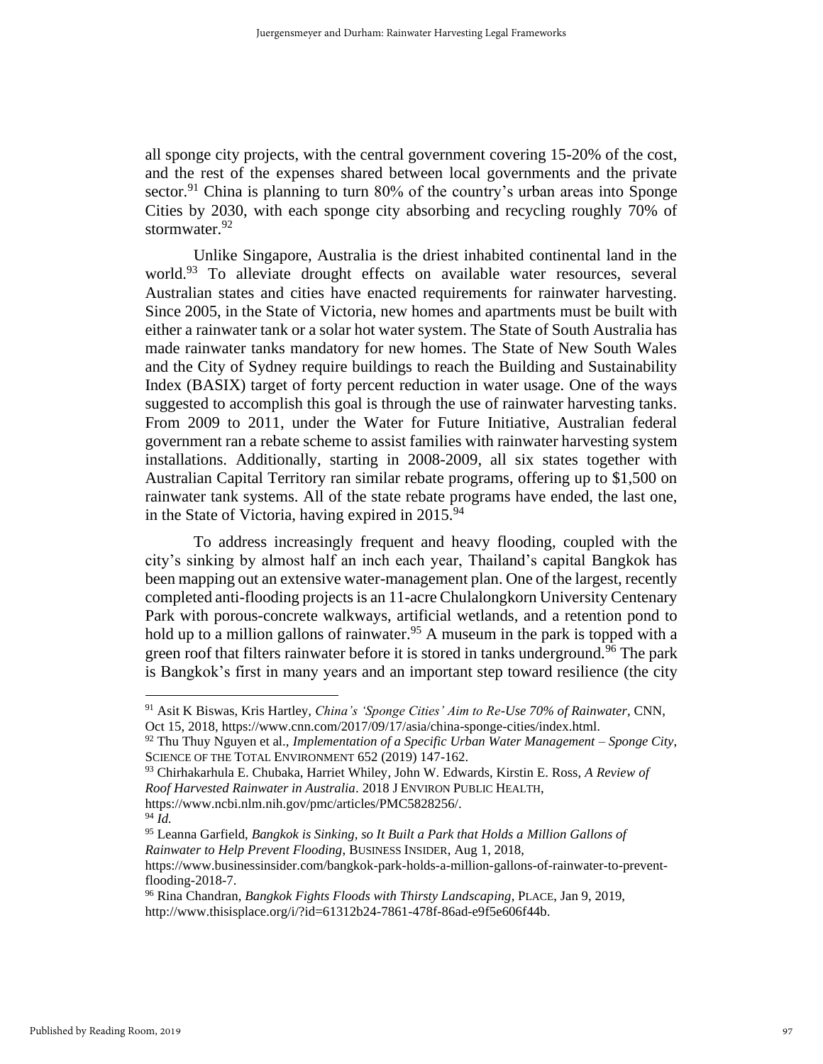all sponge city projects, with the central government covering 15-20% of the cost, and the rest of the expenses shared between local governments and the private sector.[91] China is planning to turn 80% of the country's urban areas into Sponge Cities by 2030, with each sponge city absorbing and recycling roughly 70% of stormwater.[92]

Unlike Singapore, Australia is the driest inhabited continental land in the world.[93] To alleviate drought effects on available water resources, several Australian states and cities have enacted requirements for rainwater harvesting. Since 2005, in the State of Victoria, new homes and apartments must be built with either a rainwater tank or a solar hot water system. The State of South Australia has made rainwater tanks mandatory for new homes. The State of New South Wales and the City of Sydney require buildings to reach the Building and Sustainability Index (BASIX) target of forty percent reduction in water usage. One of the ways suggested to accomplish this goal is through the use of rainwater harvesting tanks. From 2009 to 2011, under the Water for Future Initiative, Australian federal government ran a rebate scheme to assist families with rainwater harvesting system installations. Additionally, starting in 2008-2009, all six states together with Australian Capital Territory ran similar rebate programs, offering up to $1,500 on rainwater tank systems. All of the state rebate programs have ended, the last one, in the State of Victoria, having expired in 2015.[94]

To address increasingly frequent and heavy flooding, coupled with the city's sinking by almost half an inch each year, Thailand's capital Bangkok has been mapping out an extensive water-management plan. One of the largest, recently completed anti-flooding projects is an 11-acre Chulalongkorn University Centenary Park with porous-concrete walkways, artificial wetlands, and a retention pond to hold up to a million gallons of rainwater.[95] A museum in the park is topped with a green roof that filters rainwater before it is stored in tanks underground.[96] The park is Bangkok's first in many years and an important step toward resilience (the city

---

[91] Asit K Biswas, Kris Hartley, *China's 'Sponge Cities' Aim to Re-Use 70% of Rainwater*, CNN, Oct 15, 2018, https://www.cnn.com/2017/09/17/asia/china-sponge-cities/index.html.

[92] Thu Thuy Nguyen et al., *Implementation of a Specific Urban Water Management – Sponge City*, SCIENCE OF THE TOTAL ENVIRONMENT 652 (2019) 147-162.

[93] Chirhakarhula E. Chubaka, Harriet Whiley, John W. Edwards, Kirstin E. Ross, *A Review of Roof Harvested Rainwater in Australia*. 2018 J ENVIRON PUBLIC HEALTH, https://www.ncbi.nlm.nih.gov/pmc/articles/PMC5828256/.

[94] *Id.*

[95] Leanna Garfield, *Bangkok is Sinking, so It Built a Park that Holds a Million Gallons of Rainwater to Help Prevent Flooding*, BUSINESS INSIDER, Aug 1, 2018, https://www.businessinsider.com/bangkok-park-holds-a-million-gallons-of-rainwater-to-prevent-flooding-2018-7.

[96] Rina Chandran, *Bangkok Fights Floods with Thirsty Landscaping*, PLACE, Jan 9, 2019, http://www.thisisplace.org/i/?id=61312b24-7861-478f-86ad-e9f5e606f44b.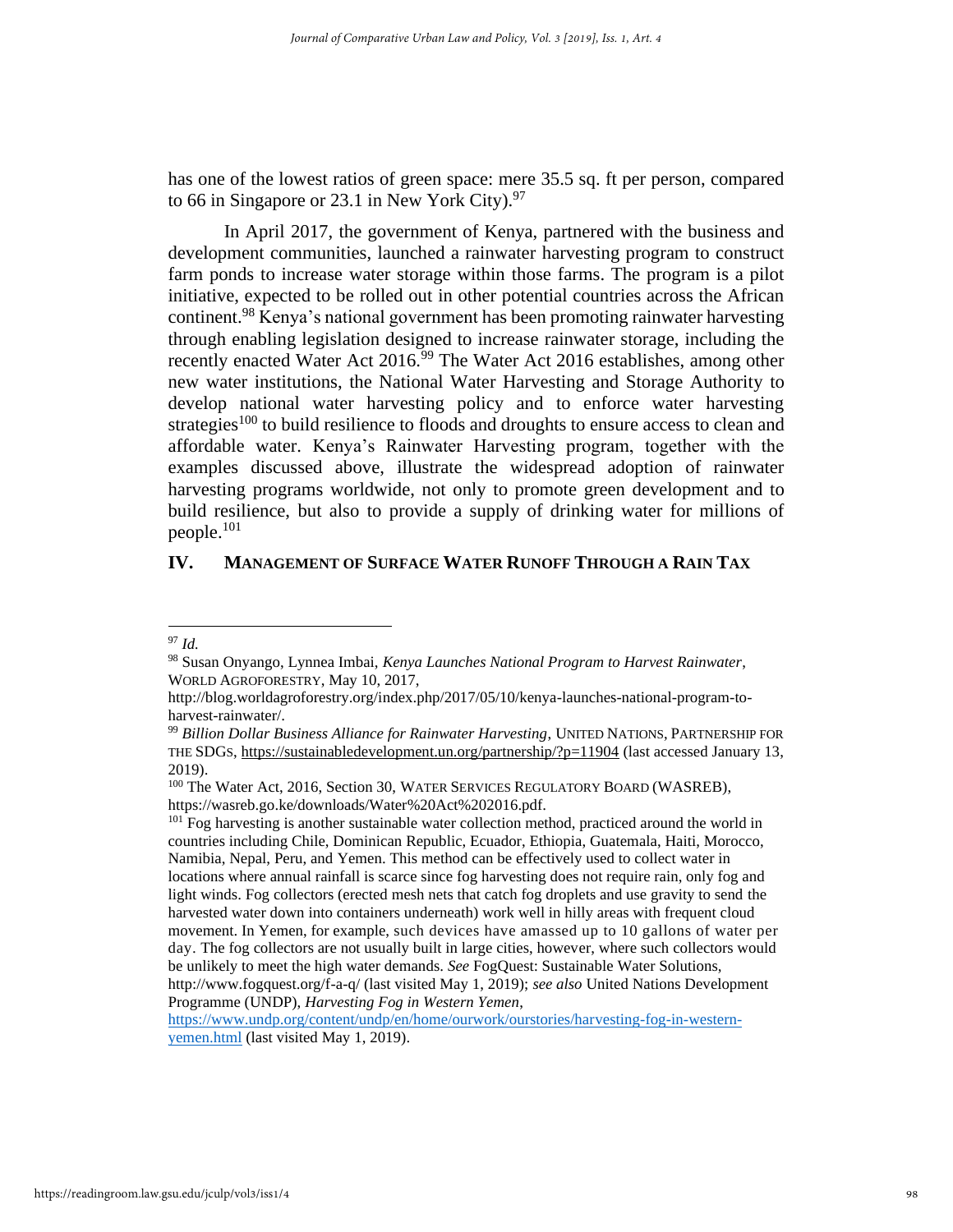has one of the lowest ratios of green space: mere 35.5 sq. ft per person, compared to 66 in Singapore or 23.1 in New York City).[97]

In April 2017, the government of Kenya, partnered with the business and development communities, launched a rainwater harvesting program to construct farm ponds to increase water storage within those farms. The program is a pilot initiative, expected to be rolled out in other potential countries across the African continent.[98] Kenya's national government has been promoting rainwater harvesting through enabling legislation designed to increase rainwater storage, including the recently enacted Water Act 2016.[99] The Water Act 2016 establishes, among other new water institutions, the National Water Harvesting and Storage Authority to develop national water harvesting policy and to enforce water harvesting strategies[100] to build resilience to floods and droughts to ensure access to clean and affordable water. Kenya's Rainwater Harvesting program, together with the examples discussed above, illustrate the widespread adoption of rainwater harvesting programs worldwide, not only to promote green development and to build resilience, but also to provide a supply of drinking water for millions of people.[101]

## IV. MANAGEMENT OF SURFACE WATER RUNOFF THROUGH A RAIN TAX

---

[97] *Id.*

[98] Susan Onyango, Lynnea Imbai, *Kenya Launches National Program to Harvest Rainwater*, WORLD AGROFORESTRY, May 10, 2017, http://blog.worldagroforestry.org/index.php/2017/05/10/kenya-launches-national-program-to-harvest-rainwater/.

[99] *Billion Dollar Business Alliance for Rainwater Harvesting*, UNITED NATIONS, PARTNERSHIP FOR THE SDGS, https://sustainabledevelopment.un.org/partnership/?p=11904 (last accessed January 13, 2019).

[100] The Water Act, 2016, Section 30, WATER SERVICES REGULATORY BOARD (WASREB), https://wasreb.go.ke/downloads/Water%20Act%202016.pdf.

[101] Fog harvesting is another sustainable water collection method, practiced around the world in countries including Chile, Dominican Republic, Ecuador, Ethiopia, Guatemala, Haiti, Morocco, Namibia, Nepal, Peru, and Yemen. This method can be effectively used to collect water in locations where annual rainfall is scarce since fog harvesting does not require rain, only fog and light winds. Fog collectors (erected mesh nets that catch fog droplets and use gravity to send the harvested water down into containers underneath) work well in hilly areas with frequent cloud movement. In Yemen, for example, such devices have amassed up to 10 gallons of water per day. The fog collectors are not usually built in large cities, however, where such collectors would be unlikely to meet the high water demands. *See* FogQuest: Sustainable Water Solutions, http://www.fogquest.org/f-a-q/ (last visited May 1, 2019); *see also* United Nations Development Programme (UNDP), *Harvesting Fog in Western Yemen*, https://www.undp.org/content/undp/en/home/ourwork/ourstories/harvesting-fog-in-western-yemen.html (last visited May 1, 2019).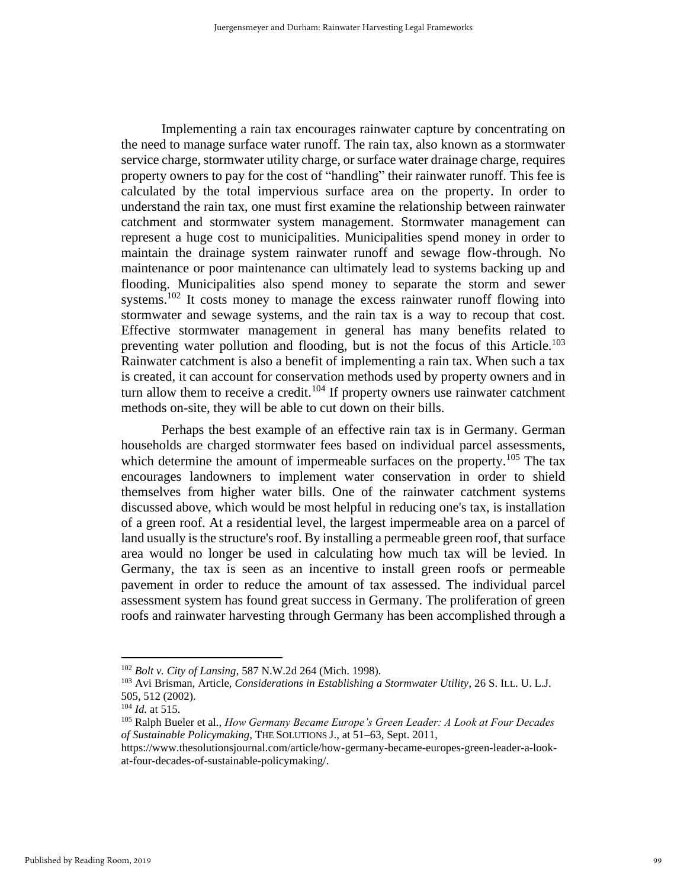Implementing a rain tax encourages rainwater capture by concentrating on the need to manage surface water runoff. The rain tax, also known as a stormwater service charge, stormwater utility charge, or surface water drainage charge, requires property owners to pay for the cost of "handling" their rainwater runoff. This fee is calculated by the total impervious surface area on the property. In order to understand the rain tax, one must first examine the relationship between rainwater catchment and stormwater system management. Stormwater management can represent a huge cost to municipalities. Municipalities spend money in order to maintain the drainage system rainwater runoff and sewage flow-through. No maintenance or poor maintenance can ultimately lead to systems backing up and flooding. Municipalities also spend money to separate the storm and sewer systems.[102] It costs money to manage the excess rainwater runoff flowing into stormwater and sewage systems, and the rain tax is a way to recoup that cost. Effective stormwater management in general has many benefits related to preventing water pollution and flooding, but is not the focus of this Article.[103] Rainwater catchment is also a benefit of implementing a rain tax. When such a tax is created, it can account for conservation methods used by property owners and in turn allow them to receive a credit.[104] If property owners use rainwater catchment methods on-site, they will be able to cut down on their bills.

Perhaps the best example of an effective rain tax is in Germany. German households are charged stormwater fees based on individual parcel assessments, which determine the amount of impermeable surfaces on the property.[105] The tax encourages landowners to implement water conservation in order to shield themselves from higher water bills. One of the rainwater catchment systems discussed above, which would be most helpful in reducing one's tax, is installation of a green roof. At a residential level, the largest impermeable area on a parcel of land usually is the structure's roof. By installing a permeable green roof, that surface area would no longer be used in calculating how much tax will be levied. In Germany, the tax is seen as an incentive to install green roofs or permeable pavement in order to reduce the amount of tax assessed. The individual parcel assessment system has found great success in Germany. The proliferation of green roofs and rainwater harvesting through Germany has been accomplished through a

---

[102] *Bolt v. City of Lansing*, 587 N.W.2d 264 (Mich. 1998).

[103] Avi Brisman, Article, *Considerations in Establishing a Stormwater Utility*, 26 S. ILL. U. L.J. 505, 512 (2002).

[104] *Id.* at 515.

[105] Ralph Bueler et al., *How Germany Became Europe's Green Leader: A Look at Four Decades of Sustainable Policymaking*, THE SOLUTIONS J., at 51–63, Sept. 2011, https://www.thesolutionsjournal.com/article/how-germany-became-europes-green-leader-a-look-at-four-decades-of-sustainable-policymaking/.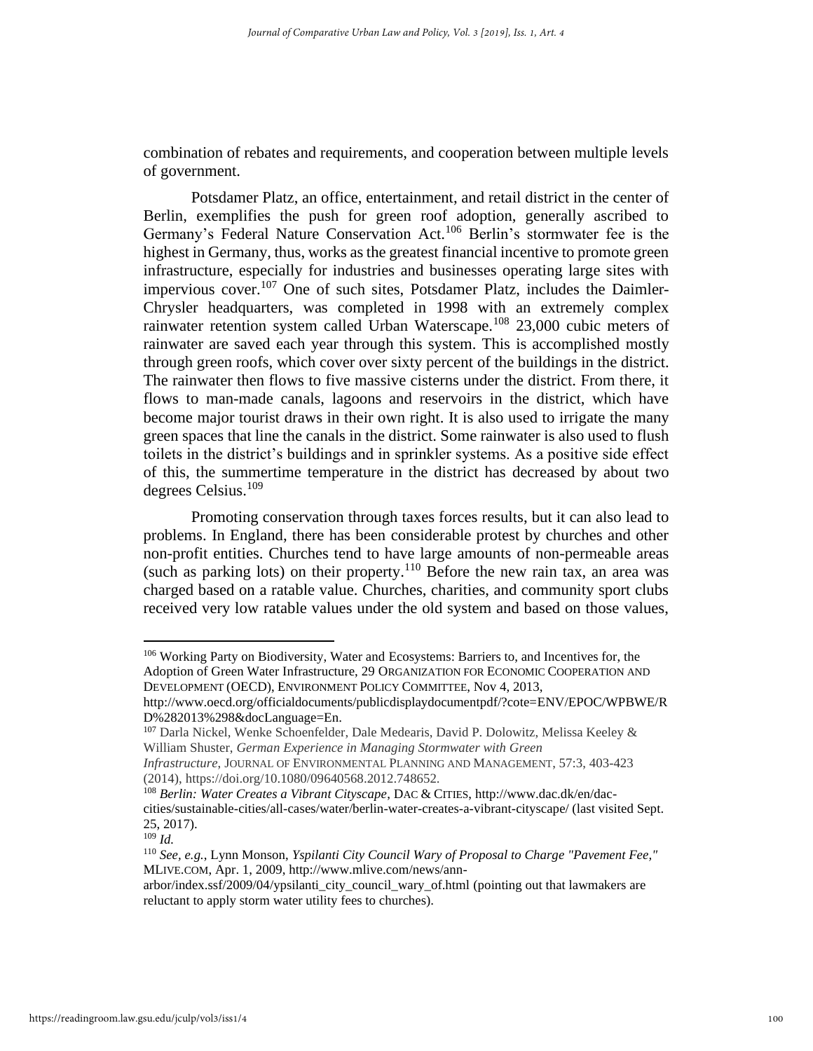combination of rebates and requirements, and cooperation between multiple levels of government.

Potsdamer Platz, an office, entertainment, and retail district in the center of Berlin, exemplifies the push for green roof adoption, generally ascribed to Germany's Federal Nature Conservation Act.[106] Berlin's stormwater fee is the highest in Germany, thus, works as the greatest financial incentive to promote green infrastructure, especially for industries and businesses operating large sites with impervious cover.[107] One of such sites, Potsdamer Platz, includes the Daimler-Chrysler headquarters, was completed in 1998 with an extremely complex rainwater retention system called Urban Waterscape.[108] 23,000 cubic meters of rainwater are saved each year through this system. This is accomplished mostly through green roofs, which cover over sixty percent of the buildings in the district. The rainwater then flows to five massive cisterns under the district. From there, it flows to man-made canals, lagoons and reservoirs in the district, which have become major tourist draws in their own right. It is also used to irrigate the many green spaces that line the canals in the district. Some rainwater is also used to flush toilets in the district's buildings and in sprinkler systems. As a positive side effect of this, the summertime temperature in the district has decreased by about two degrees Celsius.[109]

Promoting conservation through taxes forces results, but it can also lead to problems. In England, there has been considerable protest by churches and other non-profit entities. Churches tend to have large amounts of non-permeable areas (such as parking lots) on their property.[110] Before the new rain tax, an area was charged based on a ratable value. Churches, charities, and community sport clubs received very low ratable values under the old system and based on those values,

---

[106] Working Party on Biodiversity, Water and Ecosystems: Barriers to, and Incentives for, the Adoption of Green Water Infrastructure, 29 ORGANIZATION FOR ECONOMIC COOPERATION AND DEVELOPMENT (OECD), ENVIRONMENT POLICY COMMITTEE, Nov 4, 2013, http://www.oecd.org/officialdocuments/publicdisplaydocumentpdf/?cote=ENV/EPOC/WPBWE/RD%282013%298&docLanguage=En.

[107] Darla Nickel, Wenke Schoenfelder, Dale Medearis, David P. Dolowitz, Melissa Keeley & William Shuster, *German Experience in Managing Stormwater with Green Infrastructure*, JOURNAL OF ENVIRONMENTAL PLANNING AND MANAGEMENT, 57:3, 403-423 (2014), https://doi.org/10.1080/09640568.2012.748652.

[108] *Berlin: Water Creates a Vibrant Cityscape*, DAC & CITIES, http://www.dac.dk/en/dac-cities/sustainable-cities/all-cases/water/berlin-water-creates-a-vibrant-cityscape/ (last visited Sept. 25, 2017).

[109] *Id.*

[110] *See, e.g.*, Lynn Monson, *Yspilanti City Council Wary of Proposal to Charge "Pavement Fee,"* MLIVE.COM, Apr. 1, 2009, http://www.mlive.com/news/ann-arbor/index.ssf/2009/04/ypsilanti_city_council_wary_of.html (pointing out that lawmakers are reluctant to apply storm water utility fees to churches).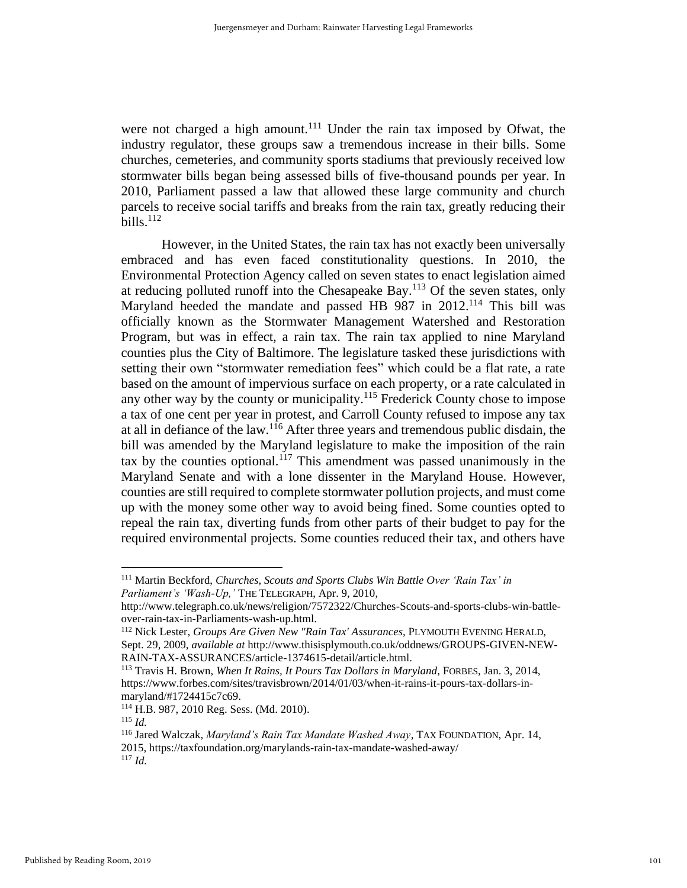were not charged a high amount.[111] Under the rain tax imposed by Ofwat, the industry regulator, these groups saw a tremendous increase in their bills. Some churches, cemeteries, and community sports stadiums that previously received low stormwater bills began being assessed bills of five-thousand pounds per year. In 2010, Parliament passed a law that allowed these large community and church parcels to receive social tariffs and breaks from the rain tax, greatly reducing their bills.[112]

However, in the United States, the rain tax has not exactly been universally embraced and has even faced constitutionality questions. In 2010, the Environmental Protection Agency called on seven states to enact legislation aimed at reducing polluted runoff into the Chesapeake Bay.[113] Of the seven states, only Maryland heeded the mandate and passed HB 987 in 2012.[114] This bill was officially known as the Stormwater Management Watershed and Restoration Program, but was in effect, a rain tax. The rain tax applied to nine Maryland counties plus the City of Baltimore. The legislature tasked these jurisdictions with setting their own "stormwater remediation fees" which could be a flat rate, a rate based on the amount of impervious surface on each property, or a rate calculated in any other way by the county or municipality.[115] Frederick County chose to impose a tax of one cent per year in protest, and Carroll County refused to impose any tax at all in defiance of the law.[116] After three years and tremendous public disdain, the bill was amended by the Maryland legislature to make the imposition of the rain tax by the counties optional.[117] This amendment was passed unanimously in the Maryland Senate and with a lone dissenter in the Maryland House. However, counties are still required to complete stormwater pollution projects, and must come up with the money some other way to avoid being fined. Some counties opted to repeal the rain tax, diverting funds from other parts of their budget to pay for the required environmental projects. Some counties reduced their tax, and others have

---

[111] Martin Beckford, *Churches, Scouts and Sports Clubs Win Battle Over 'Rain Tax' in Parliament's 'Wash-Up,'* THE TELEGRAPH, Apr. 9, 2010, http://www.telegraph.co.uk/news/religion/7572322/Churches-Scouts-and-sports-clubs-win-battle-over-rain-tax-in-Parliaments-wash-up.html.

[112] Nick Lester, *Groups Are Given New "Rain Tax' Assurances*, PLYMOUTH EVENING HERALD, Sept. 29, 2009, *available at* http://www.thisisplymouth.co.uk/oddnews/GROUPS-GIVEN-NEW-RAIN-TAX-ASSURANCES/article-1374615-detail/article.html.

[113] Travis H. Brown, *When It Rains, It Pours Tax Dollars in Maryland*, FORBES, Jan. 3, 2014, https://www.forbes.com/sites/travisbrown/2014/01/03/when-it-rains-it-pours-tax-dollars-in-maryland/#1724415c7c69.

[114] H.B. 987, 2010 Reg. Sess. (Md. 2010).

[115] *Id.*

[116] Jared Walczak, *Maryland's Rain Tax Mandate Washed Away*, TAX FOUNDATION, Apr. 14, 2015, https://taxfoundation.org/marylands-rain-tax-mandate-washed-away/

[117] *Id.*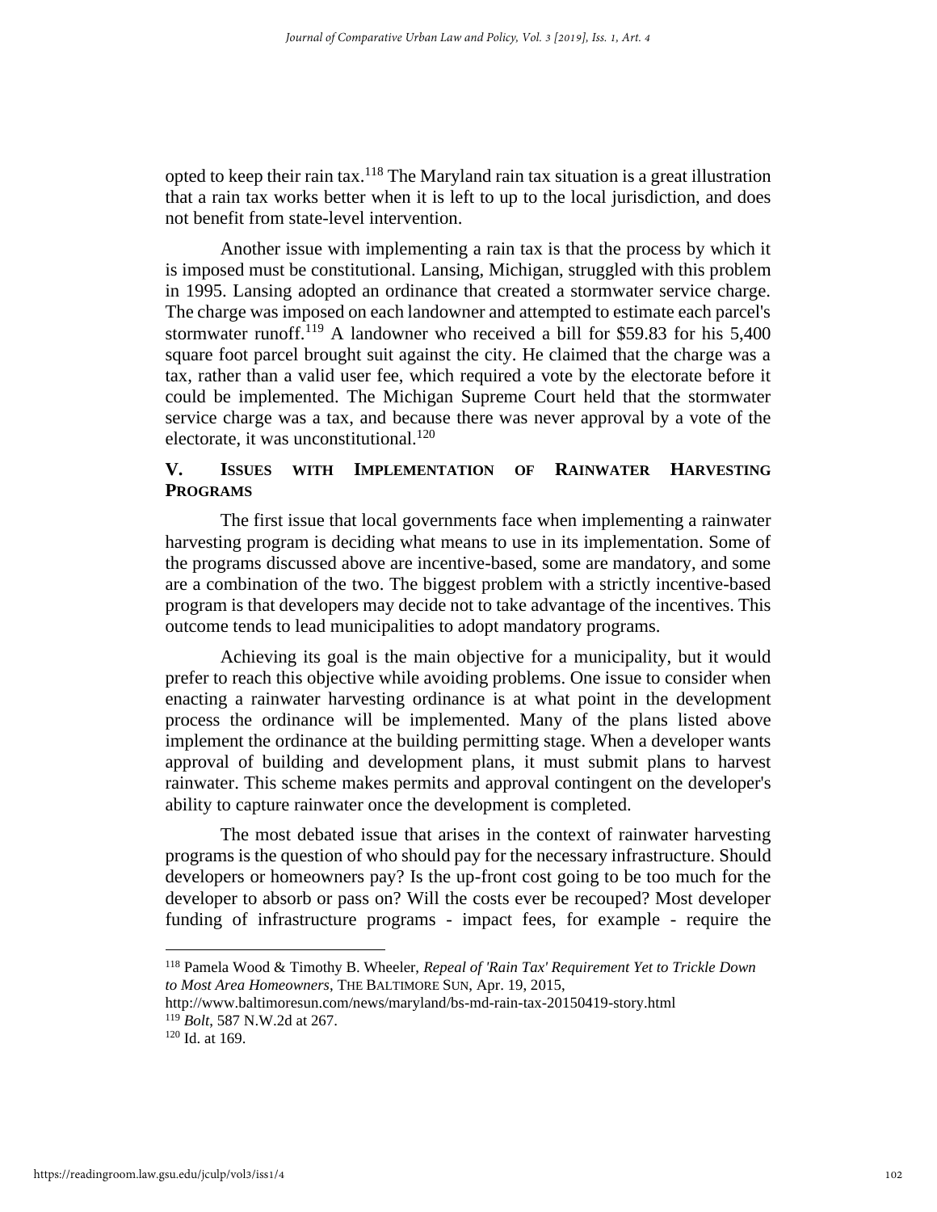opted to keep their rain tax.[118] The Maryland rain tax situation is a great illustration that a rain tax works better when it is left to up to the local jurisdiction, and does not benefit from state-level intervention.

Another issue with implementing a rain tax is that the process by which it is imposed must be constitutional. Lansing, Michigan, struggled with this problem in 1995. Lansing adopted an ordinance that created a stormwater service charge. The charge was imposed on each landowner and attempted to estimate each parcel's stormwater runoff.[119] A landowner who received a bill for $59.83 for his 5,400 square foot parcel brought suit against the city. He claimed that the charge was a tax, rather than a valid user fee, which required a vote by the electorate before it could be implemented. The Michigan Supreme Court held that the stormwater service charge was a tax, and because there was never approval by a vote of the electorate, it was unconstitutional.[120]

## V. Issues with Implementation of Rainwater Harvesting Programs

The first issue that local governments face when implementing a rainwater harvesting program is deciding what means to use in its implementation. Some of the programs discussed above are incentive-based, some are mandatory, and some are a combination of the two. The biggest problem with a strictly incentive-based program is that developers may decide not to take advantage of the incentives. This outcome tends to lead municipalities to adopt mandatory programs.

Achieving its goal is the main objective for a municipality, but it would prefer to reach this objective while avoiding problems. One issue to consider when enacting a rainwater harvesting ordinance is at what point in the development process the ordinance will be implemented. Many of the plans listed above implement the ordinance at the building permitting stage. When a developer wants approval of building and development plans, it must submit plans to harvest rainwater. This scheme makes permits and approval contingent on the developer's ability to capture rainwater once the development is completed.

The most debated issue that arises in the context of rainwater harvesting programs is the question of who should pay for the necessary infrastructure. Should developers or homeowners pay? Is the up-front cost going to be too much for the developer to absorb or pass on? Will the costs ever be recouped? Most developer funding of infrastructure programs - impact fees, for example - require the

---

[118] Pamela Wood & Timothy B. Wheeler, *Repeal of 'Rain Tax' Requirement Yet to Trickle Down to Most Area Homeowners*, THE BALTIMORE SUN, Apr. 19, 2015, http://www.baltimoresun.com/news/maryland/bs-md-rain-tax-20150419-story.html

[119] *Bolt*, 587 N.W.2d at 267.

[120] Id. at 169.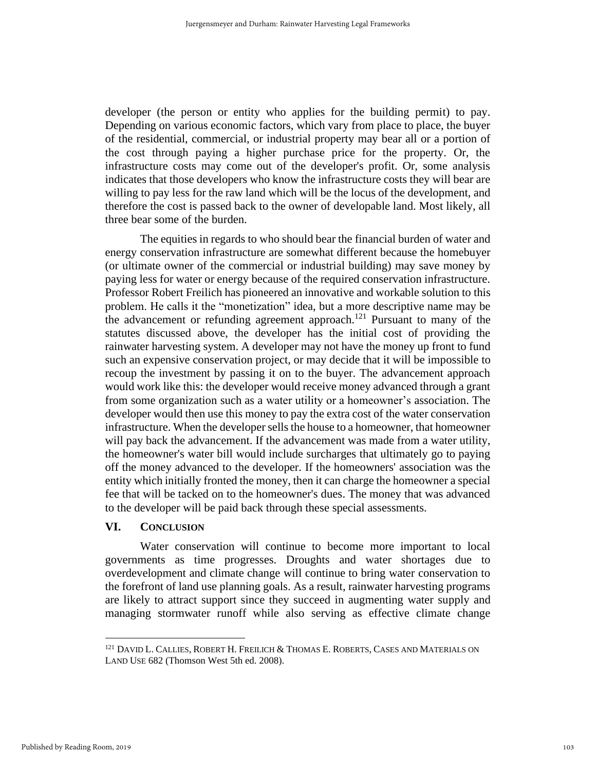developer (the person or entity who applies for the building permit) to pay. Depending on various economic factors, which vary from place to place, the buyer of the residential, commercial, or industrial property may bear all or a portion of the cost through paying a higher purchase price for the property. Or, the infrastructure costs may come out of the developer's profit. Or, some analysis indicates that those developers who know the infrastructure costs they will bear are willing to pay less for the raw land which will be the locus of the development, and therefore the cost is passed back to the owner of developable land. Most likely, all three bear some of the burden.

The equities in regards to who should bear the financial burden of water and energy conservation infrastructure are somewhat different because the homebuyer (or ultimate owner of the commercial or industrial building) may save money by paying less for water or energy because of the required conservation infrastructure. Professor Robert Freilich has pioneered an innovative and workable solution to this problem. He calls it the "monetization" idea, but a more descriptive name may be the advancement or refunding agreement approach.[121] Pursuant to many of the statutes discussed above, the developer has the initial cost of providing the rainwater harvesting system. A developer may not have the money up front to fund such an expensive conservation project, or may decide that it will be impossible to recoup the investment by passing it on to the buyer. The advancement approach would work like this: the developer would receive money advanced through a grant from some organization such as a water utility or a homeowner's association. The developer would then use this money to pay the extra cost of the water conservation infrastructure. When the developer sells the house to a homeowner, that homeowner will pay back the advancement. If the advancement was made from a water utility, the homeowner's water bill would include surcharges that ultimately go to paying off the money advanced to the developer. If the homeowners' association was the entity which initially fronted the money, then it can charge the homeowner a special fee that will be tacked on to the homeowner's dues. The money that was advanced to the developer will be paid back through these special assessments.

## VI. Conclusion

Water conservation will continue to become more important to local governments as time progresses. Droughts and water shortages due to overdevelopment and climate change will continue to bring water conservation to the forefront of land use planning goals. As a result, rainwater harvesting programs are likely to attract support since they succeed in augmenting water supply and managing stormwater runoff while also serving as effective climate change

---

[121] David L. Callies, Robert H. Freilich & Thomas E. Roberts, Cases and Materials on Land Use 682 (Thomson West 5th ed. 2008).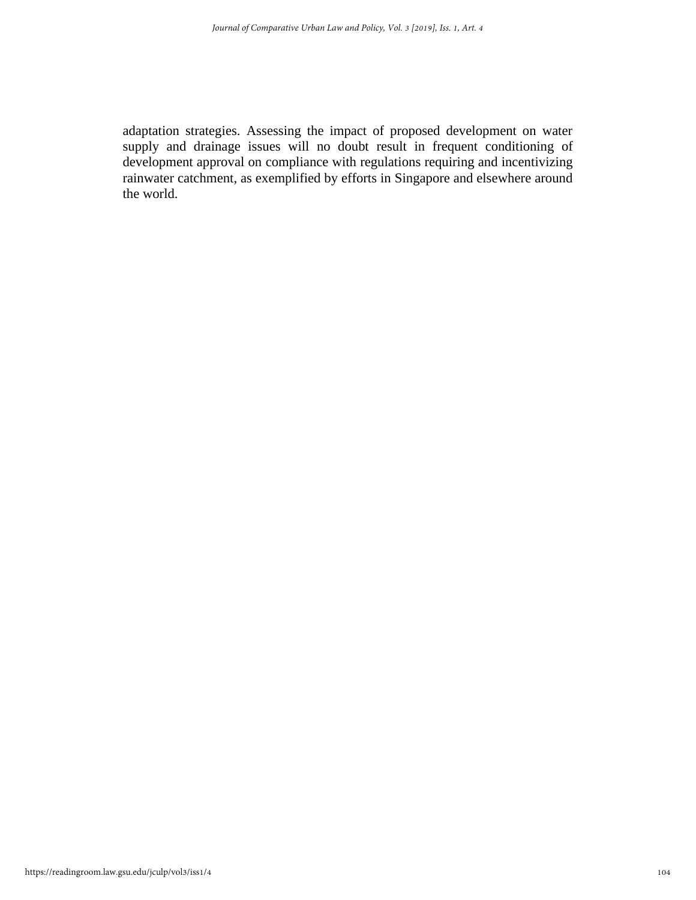adaptation strategies. Assessing the impact of proposed development on water supply and drainage issues will no doubt result in frequent conditioning of development approval on compliance with regulations requiring and incentivizing rainwater catchment, as exemplified by efforts in Singapore and elsewhere around the world.